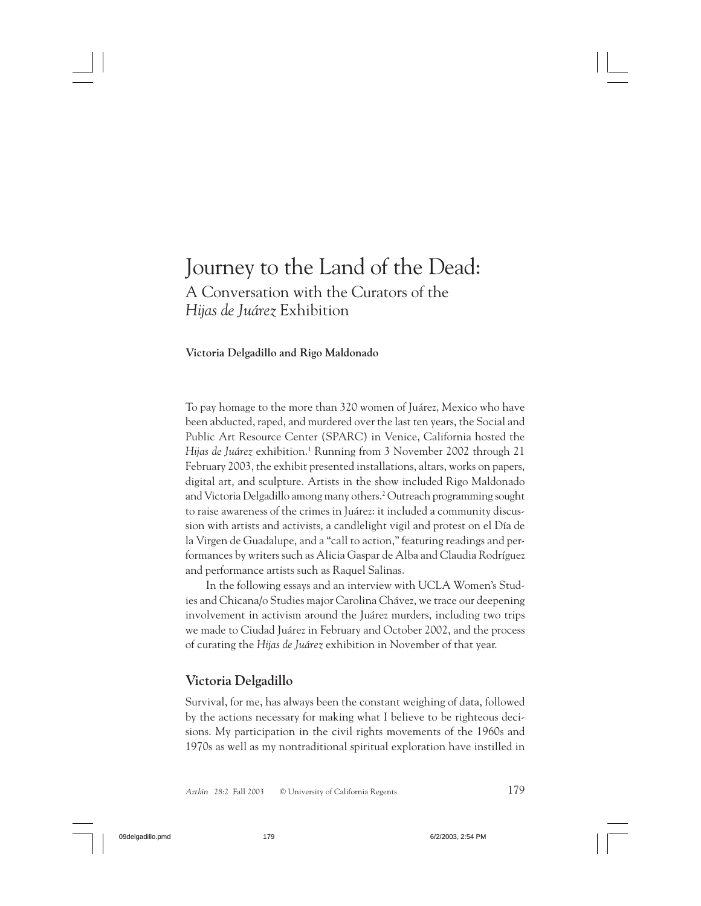# Journey to the Land of the Dead:

## A Conversation with the Curators of the *Hijas de Juárez* Exhibition

**Victoria Delgadillo and Rigo Maldonado**

To pay homage to the more than 320 women of Juárez, Mexico who have been abducted, raped, and murdered over the last ten years, the Social and Public Art Resource Center (SPARC) in Venice, California hosted the *Hijas de Juárez* exhibition.[1] Running from 3 November 2002 through 21 February 2003, the exhibit presented installations, altars, works on papers, digital art, and sculpture. Artists in the show included Rigo Maldonado and Victoria Delgadillo among many others.[2] Outreach programming sought to raise awareness of the crimes in Juárez: it included a community discussion with artists and activists, a candlelight vigil and protest on el Día de la Virgen de Guadalupe, and a "call to action," featuring readings and performances by writers such as Alicia Gaspar de Alba and Claudia Rodríguez and performance artists such as Raquel Salinas.

In the following essays and an interview with UCLA Women's Studies and Chicana/o Studies major Carolina Chávez, we trace our deepening involvement in activism around the Juárez murders, including two trips we made to Ciudad Juárez in February and October 2002, and the process of curating the *Hijas de Juárez* exhibition in November of that year.

### Victoria Delgadillo

Survival, for me, has always been the constant weighing of data, followed by the actions necessary for making what I believe to be righteous decisions. My participation in the civil rights movements of the 1960s and 1970s as well as my nontraditional spiritual exploration have instilled in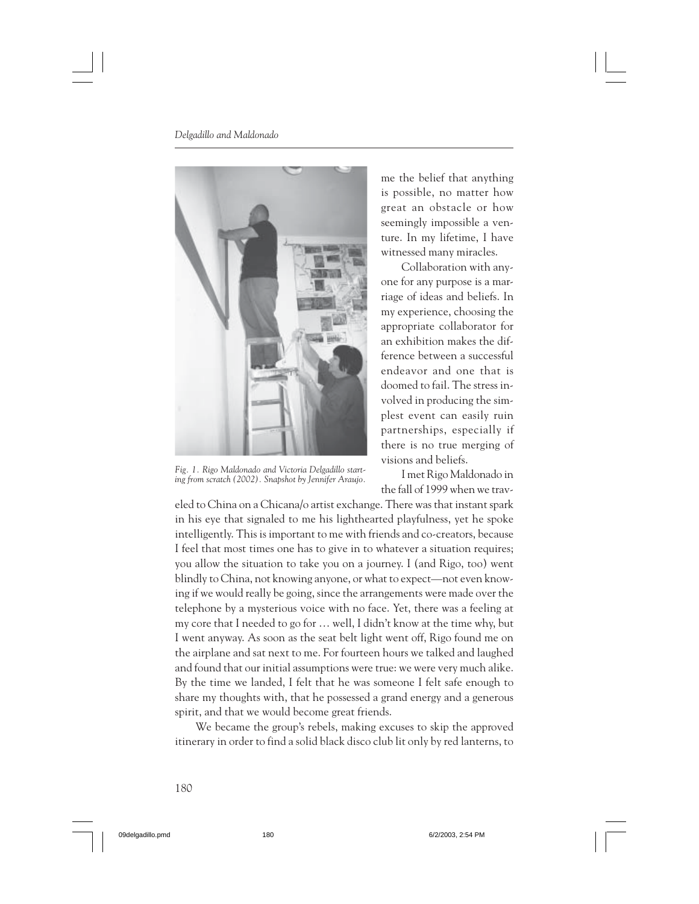me the belief that anything is possible, no matter how great an obstacle or how seemingly impossible a venture. In my lifetime, I have witnessed many miracles.

Collaboration with anyone for any purpose is a marriage of ideas and beliefs. In my experience, choosing the appropriate collaborator for an exhibition makes the difference between a successful endeavor and one that is doomed to fail. The stress involved in producing the simplest event can easily ruin partnerships, especially if there is no true merging of visions and beliefs.

*Fig. 1. Rigo Maldonado and Victoria Delgadillo starting from scratch (2002). Snapshot by Jennifer Araujo.*

I met Rigo Maldonado in the fall of 1999 when we traveled to China on a Chicana/o artist exchange. There was that instant spark in his eye that signaled to me his lighthearted playfulness, yet he spoke intelligently. This is important to me with friends and co-creators, because I feel that most times one has to give in to whatever a situation requires; you allow the situation to take you on a journey. I (and Rigo, too) went blindly to China, not knowing anyone, or what to expect—not even knowing if we would really be going, since the arrangements were made over the telephone by a mysterious voice with no face. Yet, there was a feeling at my core that I needed to go for … well, I didn't know at the time why, but I went anyway. As soon as the seat belt light went off, Rigo found me on the airplane and sat next to me. For fourteen hours we talked and laughed and found that our initial assumptions were true: we were very much alike. By the time we landed, I felt that he was someone I felt safe enough to share my thoughts with, that he possessed a grand energy and a generous spirit, and that we would become great friends.

We became the group's rebels, making excuses to skip the approved itinerary in order to find a solid black disco club lit only by red lanterns, to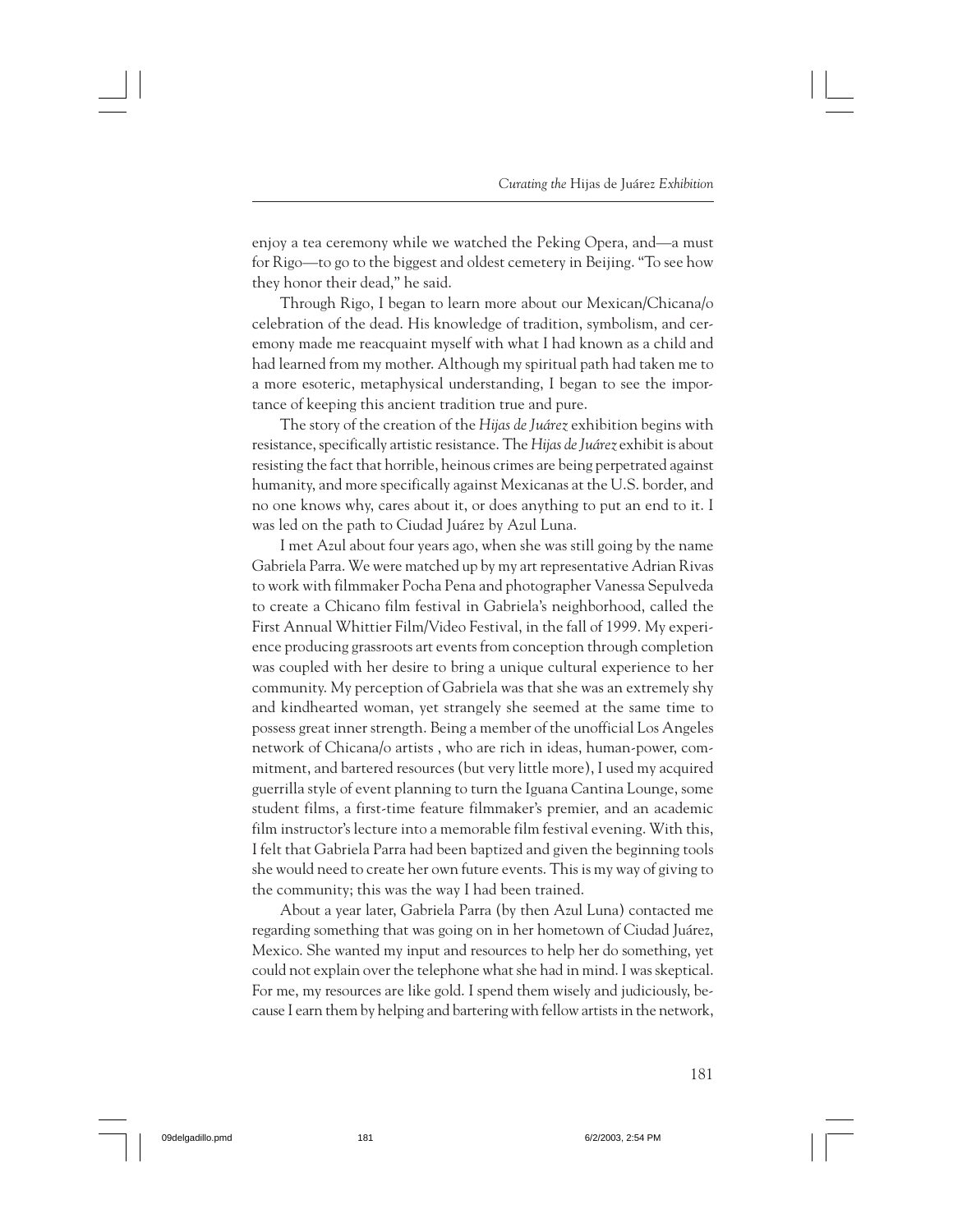enjoy a tea ceremony while we watched the Peking Opera, and—a must for Rigo—to go to the biggest and oldest cemetery in Beijing. "To see how they honor their dead," he said.

Through Rigo, I began to learn more about our Mexican/Chicana/o celebration of the dead. His knowledge of tradition, symbolism, and ceremony made me reacquaint myself with what I had known as a child and had learned from my mother. Although my spiritual path had taken me to a more esoteric, metaphysical understanding, I began to see the importance of keeping this ancient tradition true and pure.

The story of the creation of the *Hijas de Juárez* exhibition begins with resistance, specifically artistic resistance. The *Hijas de Juárez* exhibit is about resisting the fact that horrible, heinous crimes are being perpetrated against humanity, and more specifically against Mexicanas at the U.S. border, and no one knows why, cares about it, or does anything to put an end to it. I was led on the path to Ciudad Juárez by Azul Luna.

I met Azul about four years ago, when she was still going by the name Gabriela Parra. We were matched up by my art representative Adrian Rivas to work with filmmaker Pocha Pena and photographer Vanessa Sepulveda to create a Chicano film festival in Gabriela's neighborhood, called the First Annual Whittier Film/Video Festival, in the fall of 1999. My experience producing grassroots art events from conception through completion was coupled with her desire to bring a unique cultural experience to her community. My perception of Gabriela was that she was an extremely shy and kindhearted woman, yet strangely she seemed at the same time to possess great inner strength. Being a member of the unofficial Los Angeles network of Chicana/o artists , who are rich in ideas, human-power, commitment, and bartered resources (but very little more), I used my acquired guerrilla style of event planning to turn the Iguana Cantina Lounge, some student films, a first-time feature filmmaker's premier, and an academic film instructor's lecture into a memorable film festival evening. With this, I felt that Gabriela Parra had been baptized and given the beginning tools she would need to create her own future events. This is my way of giving to the community; this was the way I had been trained.

About a year later, Gabriela Parra (by then Azul Luna) contacted me regarding something that was going on in her hometown of Ciudad Juárez, Mexico. She wanted my input and resources to help her do something, yet could not explain over the telephone what she had in mind. I was skeptical. For me, my resources are like gold. I spend them wisely and judiciously, because I earn them by helping and bartering with fellow artists in the network,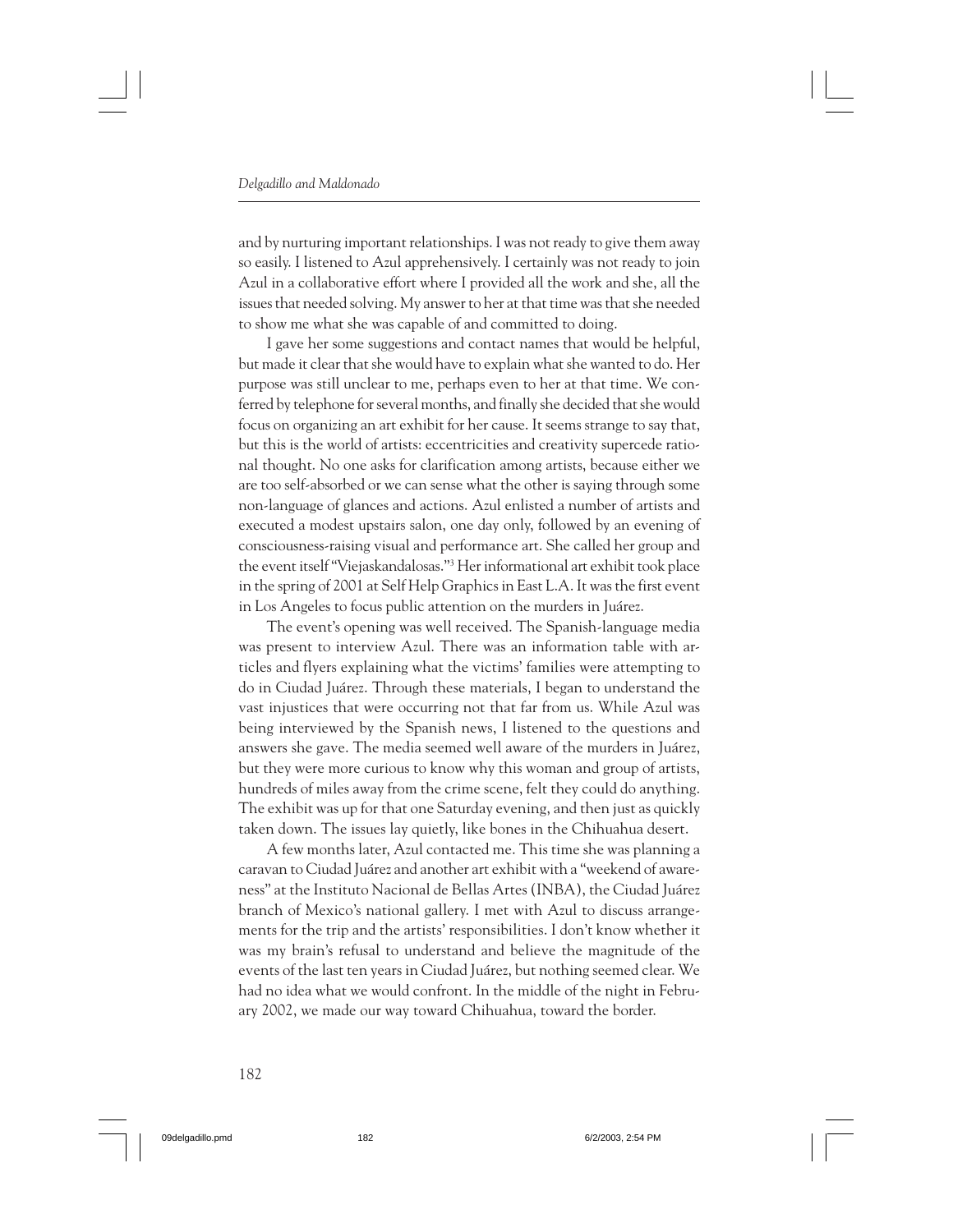and by nurturing important relationships. I was not ready to give them away so easily. I listened to Azul apprehensively. I certainly was not ready to join Azul in a collaborative effort where I provided all the work and she, all the issues that needed solving. My answer to her at that time was that she needed to show me what she was capable of and committed to doing.

I gave her some suggestions and contact names that would be helpful, but made it clear that she would have to explain what she wanted to do. Her purpose was still unclear to me, perhaps even to her at that time. We conferred by telephone for several months, and finally she decided that she would focus on organizing an art exhibit for her cause. It seems strange to say that, but this is the world of artists: eccentricities and creativity supercede rational thought. No one asks for clarification among artists, because either we are too self-absorbed or we can sense what the other is saying through some non-language of glances and actions. Azul enlisted a number of artists and executed a modest upstairs salon, one day only, followed by an evening of consciousness-raising visual and performance art. She called her group and the event itself "Viejaskandalosas."[3] Her informational art exhibit took place in the spring of 2001 at Self Help Graphics in East L.A. It was the first event in Los Angeles to focus public attention on the murders in Juárez.

The event's opening was well received. The Spanish-language media was present to interview Azul. There was an information table with articles and flyers explaining what the victims' families were attempting to do in Ciudad Juárez. Through these materials, I began to understand the vast injustices that were occurring not that far from us. While Azul was being interviewed by the Spanish news, I listened to the questions and answers she gave. The media seemed well aware of the murders in Juárez, but they were more curious to know why this woman and group of artists, hundreds of miles away from the crime scene, felt they could do anything. The exhibit was up for that one Saturday evening, and then just as quickly taken down. The issues lay quietly, like bones in the Chihuahua desert.

A few months later, Azul contacted me. This time she was planning a caravan to Ciudad Juárez and another art exhibit with a "weekend of awareness" at the Instituto Nacional de Bellas Artes (INBA), the Ciudad Juárez branch of Mexico's national gallery. I met with Azul to discuss arrangements for the trip and the artists' responsibilities. I don't know whether it was my brain's refusal to understand and believe the magnitude of the events of the last ten years in Ciudad Juárez, but nothing seemed clear. We had no idea what we would confront. In the middle of the night in February 2002, we made our way toward Chihuahua, toward the border.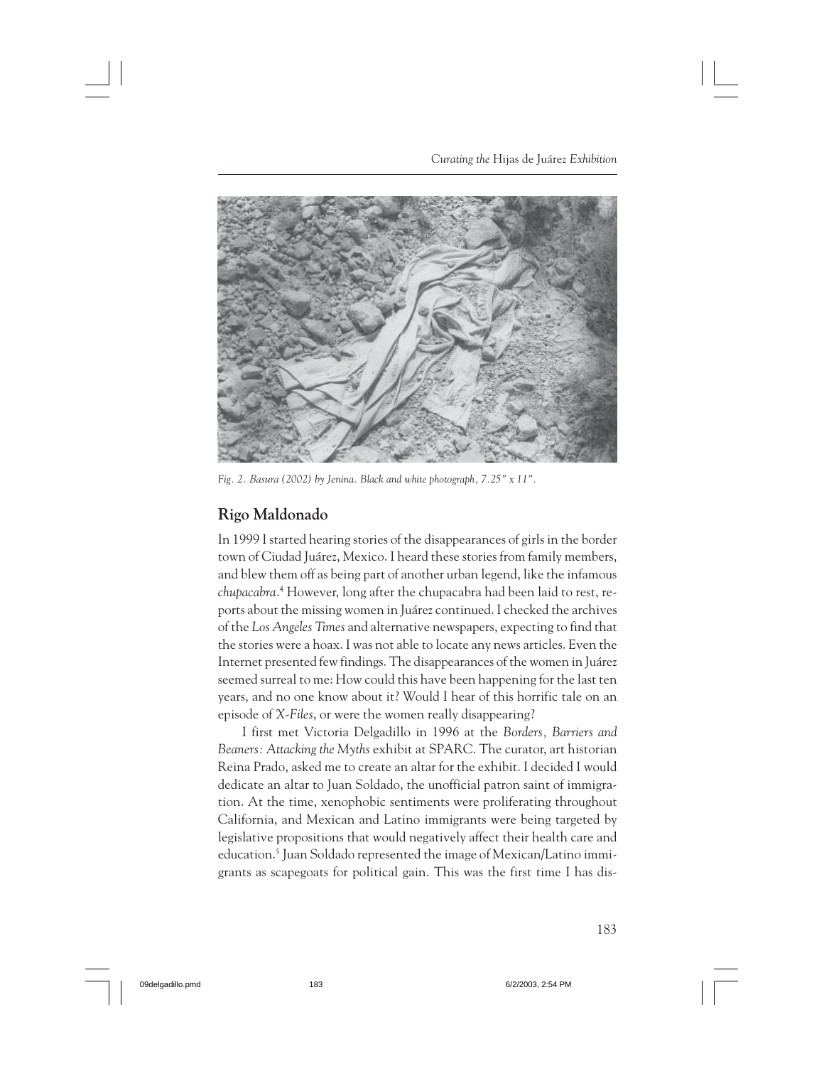*Fig. 2. Basura (2002) by Jenina. Black and white photograph, 7.25" x 11".*

## Rigo Maldonado

In 1999 I started hearing stories of the disappearances of girls in the border town of Ciudad Juárez, Mexico. I heard these stories from family members, and blew them off as being part of another urban legend, like the infamous *chupacabra*.[4] However, long after the chupacabra had been laid to rest, reports about the missing women in Juárez continued. I checked the archives of the *Los Angeles Times* and alternative newspapers, expecting to find that the stories were a hoax. I was not able to locate any news articles. Even the Internet presented few findings. The disappearances of the women in Juárez seemed surreal to me: How could this have been happening for the last ten years, and no one know about it? Would I hear of this horrific tale on an episode of *X-Files*, or were the women really disappearing?

I first met Victoria Delgadillo in 1996 at the *Borders, Barriers and Beaners: Attacking the Myths* exhibit at SPARC. The curator, art historian Reina Prado, asked me to create an altar for the exhibit. I decided I would dedicate an altar to Juan Soldado, the unofficial patron saint of immigration. At the time, xenophobic sentiments were proliferating throughout California, and Mexican and Latino immigrants were being targeted by legislative propositions that would negatively affect their health care and education.[5] Juan Soldado represented the image of Mexican/Latino immigrants as scapegoats for political gain. This was the first time I has dis-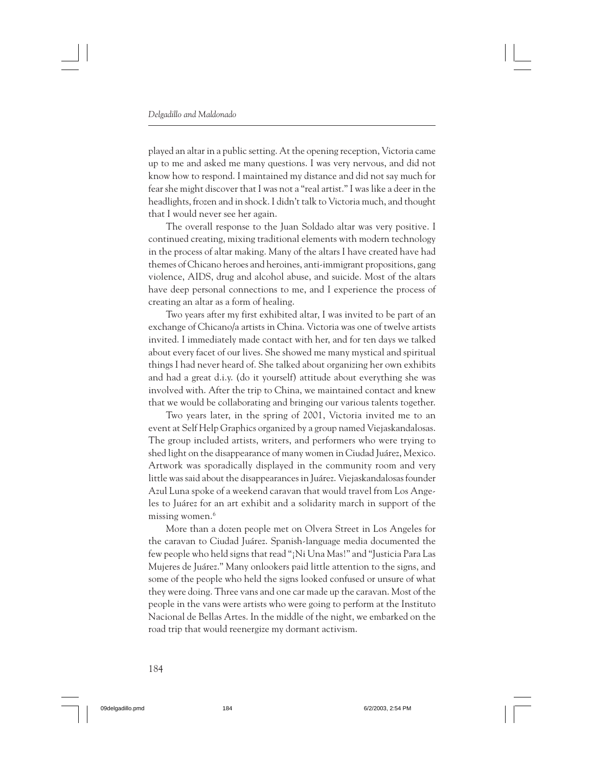played an altar in a public setting. At the opening reception, Victoria came up to me and asked me many questions. I was very nervous, and did not know how to respond. I maintained my distance and did not say much for fear she might discover that I was not a "real artist." I was like a deer in the headlights, frozen and in shock. I didn't talk to Victoria much, and thought that I would never see her again.

The overall response to the Juan Soldado altar was very positive. I continued creating, mixing traditional elements with modern technology in the process of altar making. Many of the altars I have created have had themes of Chicano heroes and heroines, anti-immigrant propositions, gang violence, AIDS, drug and alcohol abuse, and suicide. Most of the altars have deep personal connections to me, and I experience the process of creating an altar as a form of healing.

Two years after my first exhibited altar, I was invited to be part of an exchange of Chicano/a artists in China. Victoria was one of twelve artists invited. I immediately made contact with her, and for ten days we talked about every facet of our lives. She showed me many mystical and spiritual things I had never heard of. She talked about organizing her own exhibits and had a great d.i.y. (do it yourself) attitude about everything she was involved with. After the trip to China, we maintained contact and knew that we would be collaborating and bringing our various talents together.

Two years later, in the spring of 2001, Victoria invited me to an event at Self Help Graphics organized by a group named Viejaskandalosas. The group included artists, writers, and performers who were trying to shed light on the disappearance of many women in Ciudad Juárez, Mexico. Artwork was sporadically displayed in the community room and very little was said about the disappearances in Juárez. Viejaskandalosas founder Azul Luna spoke of a weekend caravan that would travel from Los Angeles to Juárez for an art exhibit and a solidarity march in support of the missing women.[6]

More than a dozen people met on Olvera Street in Los Angeles for the caravan to Ciudad Juárez. Spanish-language media documented the few people who held signs that read "¡Ni Una Mas!" and "Justicia Para Las Mujeres de Juárez." Many onlookers paid little attention to the signs, and some of the people who held the signs looked confused or unsure of what they were doing. Three vans and one car made up the caravan. Most of the people in the vans were artists who were going to perform at the Instituto Nacional de Bellas Artes. In the middle of the night, we embarked on the road trip that would reenergize my dormant activism.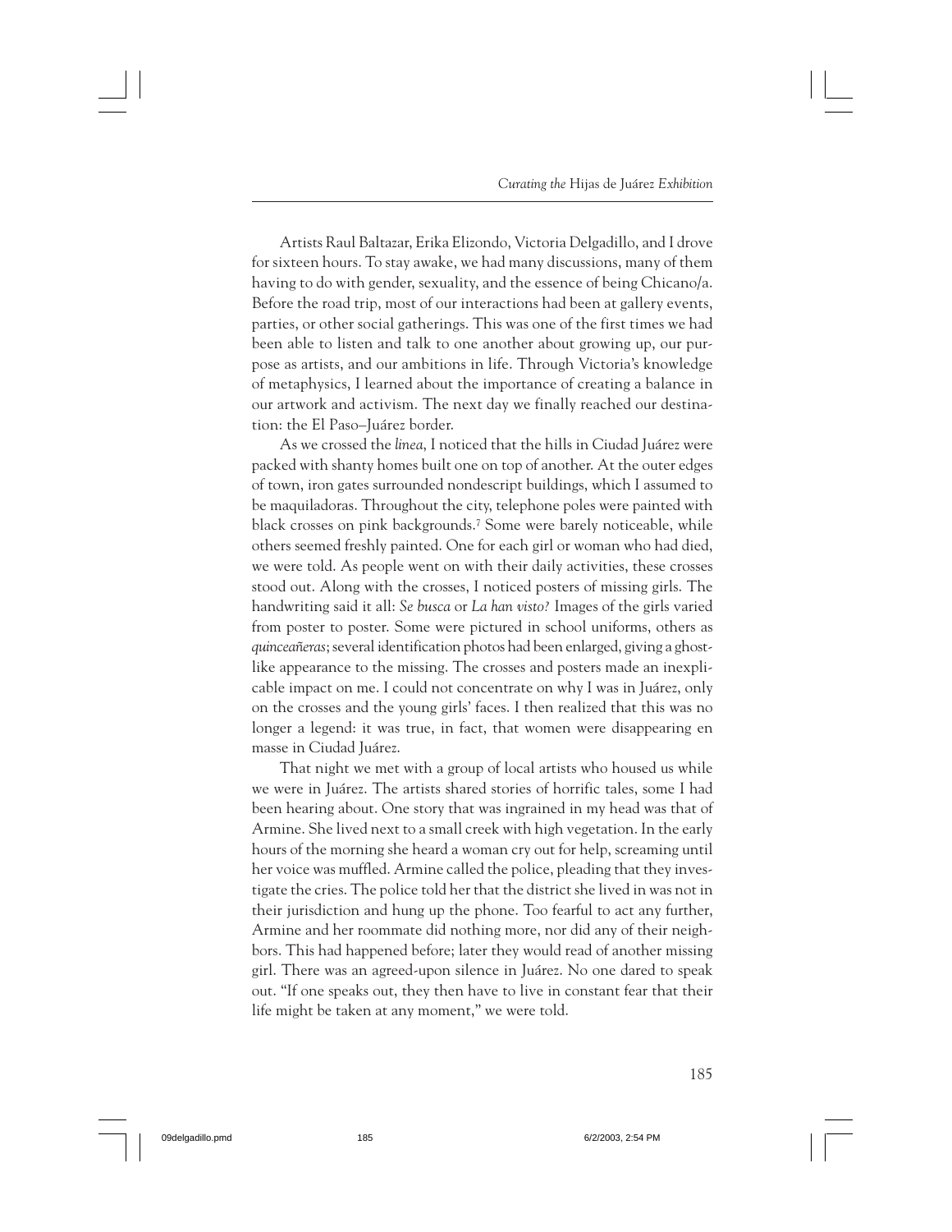Artists Raul Baltazar, Erika Elizondo, Victoria Delgadillo, and I drove for sixteen hours. To stay awake, we had many discussions, many of them having to do with gender, sexuality, and the essence of being Chicano/a. Before the road trip, most of our interactions had been at gallery events, parties, or other social gatherings. This was one of the first times we had been able to listen and talk to one another about growing up, our purpose as artists, and our ambitions in life. Through Victoria's knowledge of metaphysics, I learned about the importance of creating a balance in our artwork and activism. The next day we finally reached our destination: the El Paso–Juárez border.

As we crossed the *línea*, I noticed that the hills in Ciudad Juárez were packed with shanty homes built one on top of another. At the outer edges of town, iron gates surrounded nondescript buildings, which I assumed to be maquiladoras. Throughout the city, telephone poles were painted with black crosses on pink backgrounds.[7] Some were barely noticeable, while others seemed freshly painted. One for each girl or woman who had died, we were told. As people went on with their daily activities, these crosses stood out. Along with the crosses, I noticed posters of missing girls. The handwriting said it all: *Se busca* or *La han visto?* Images of the girls varied from poster to poster. Some were pictured in school uniforms, others as *quinceañeras*; several identification photos had been enlarged, giving a ghostlike appearance to the missing. The crosses and posters made an inexplicable impact on me. I could not concentrate on why I was in Juárez, only on the crosses and the young girls' faces. I then realized that this was no longer a legend: it was true, in fact, that women were disappearing en masse in Ciudad Juárez.

That night we met with a group of local artists who housed us while we were in Juárez. The artists shared stories of horrific tales, some I had been hearing about. One story that was ingrained in my head was that of Armine. She lived next to a small creek with high vegetation. In the early hours of the morning she heard a woman cry out for help, screaming until her voice was muffled. Armine called the police, pleading that they investigate the cries. The police told her that the district she lived in was not in their jurisdiction and hung up the phone. Too fearful to act any further, Armine and her roommate did nothing more, nor did any of their neighbors. This had happened before; later they would read of another missing girl. There was an agreed-upon silence in Juárez. No one dared to speak out. "If one speaks out, they then have to live in constant fear that their life might be taken at any moment," we were told.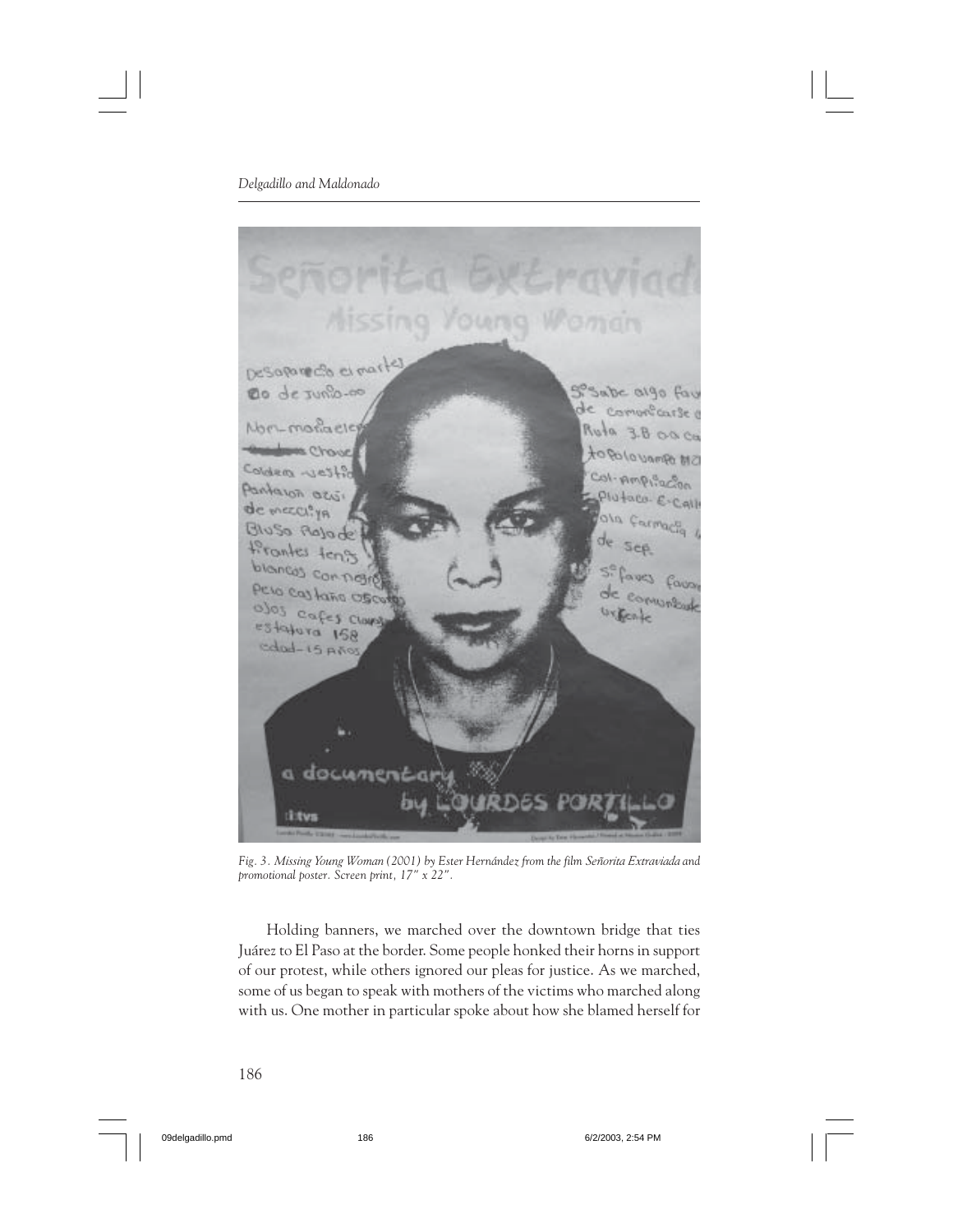*Fig. 3. Missing Young Woman (2001) by Ester Hernández from the film Señorita Extraviada and promotional poster. Screen print, 17" x 22".*

Holding banners, we marched over the downtown bridge that ties Juárez to El Paso at the border. Some people honked their horns in support of our protest, while others ignored our pleas for justice. As we marched, some of us began to speak with mothers of the victims who marched along with us. One mother in particular spoke about how she blamed herself for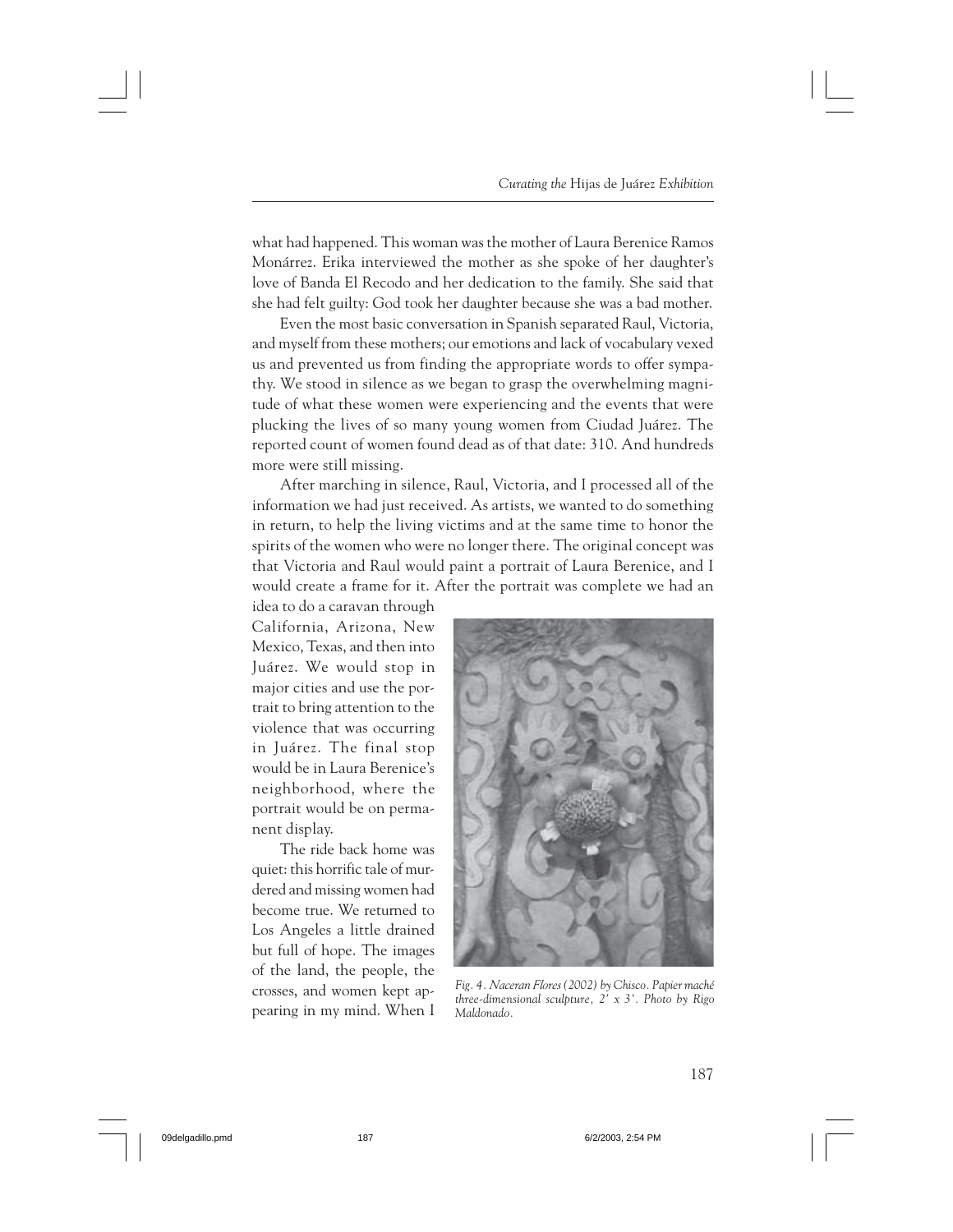what had happened. This woman was the mother of Laura Berenice Ramos Monárrez. Erika interviewed the mother as she spoke of her daughter's love of Banda El Recodo and her dedication to the family. She said that she had felt guilty: God took her daughter because she was a bad mother.

Even the most basic conversation in Spanish separated Raul, Victoria, and myself from these mothers; our emotions and lack of vocabulary vexed us and prevented us from finding the appropriate words to offer sympathy. We stood in silence as we began to grasp the overwhelming magnitude of what these women were experiencing and the events that were plucking the lives of so many young women from Ciudad Juárez. The reported count of women found dead as of that date: 310. And hundreds more were still missing.

After marching in silence, Raul, Victoria, and I processed all of the information we had just received. As artists, we wanted to do something in return, to help the living victims and at the same time to honor the spirits of the women who were no longer there. The original concept was that Victoria and Raul would paint a portrait of Laura Berenice, and I would create a frame for it. After the portrait was complete we had an idea to do a caravan through California, Arizona, New Mexico, Texas, and then into Juárez. We would stop in major cities and use the portrait to bring attention to the violence that was occurring in Juárez. The final stop would be in Laura Berenice's neighborhood, where the portrait would be on permanent display.

The ride back home was quiet: this horrific tale of murdered and missing women had become true. We returned to Los Angeles a little drained but full of hope. The images of the land, the people, the crosses, and women kept appearing in my mind. When I

*Fig. 4. Naceran Flores (2002) by Chisco. Papier maché three-dimensional sculpture, 2' x 3'. Photo by Rigo Maldonado.*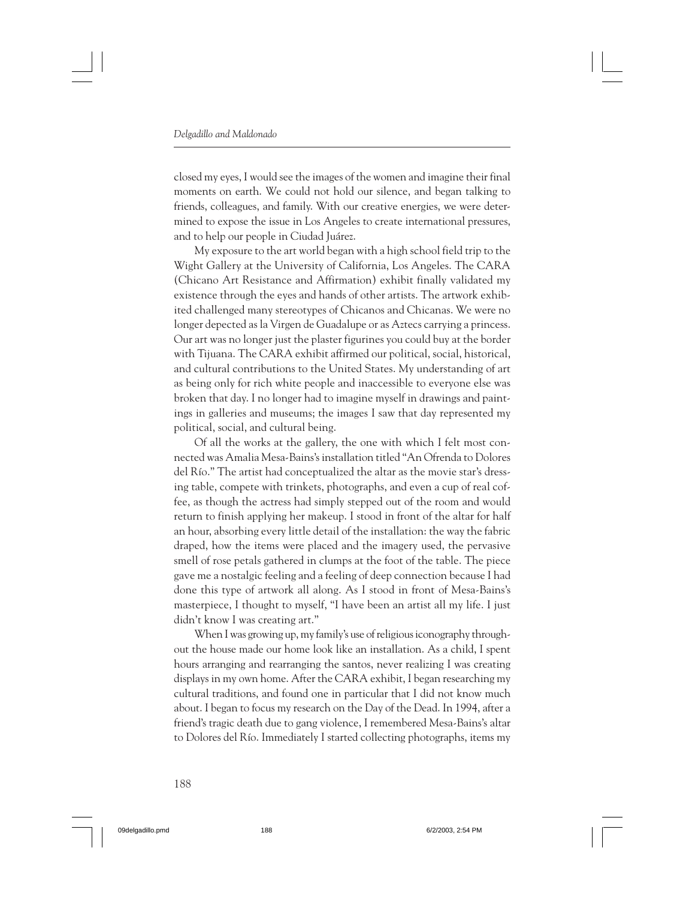closed my eyes, I would see the images of the women and imagine their final moments on earth. We could not hold our silence, and began talking to friends, colleagues, and family. With our creative energies, we were determined to expose the issue in Los Angeles to create international pressures, and to help our people in Ciudad Juárez.

My exposure to the art world began with a high school field trip to the Wight Gallery at the University of California, Los Angeles. The CARA (Chicano Art Resistance and Affirmation) exhibit finally validated my existence through the eyes and hands of other artists. The artwork exhibited challenged many stereotypes of Chicanos and Chicanas. We were no longer depected as la Virgen de Guadalupe or as Aztecs carrying a princess. Our art was no longer just the plaster figurines you could buy at the border with Tijuana. The CARA exhibit affirmed our political, social, historical, and cultural contributions to the United States. My understanding of art as being only for rich white people and inaccessible to everyone else was broken that day. I no longer had to imagine myself in drawings and paintings in galleries and museums; the images I saw that day represented my political, social, and cultural being.

Of all the works at the gallery, the one with which I felt most connected was Amalia Mesa-Bains's installation titled "An Ofrenda to Dolores del Río." The artist had conceptualized the altar as the movie star's dressing table, compete with trinkets, photographs, and even a cup of real coffee, as though the actress had simply stepped out of the room and would return to finish applying her makeup. I stood in front of the altar for half an hour, absorbing every little detail of the installation: the way the fabric draped, how the items were placed and the imagery used, the pervasive smell of rose petals gathered in clumps at the foot of the table. The piece gave me a nostalgic feeling and a feeling of deep connection because I had done this type of artwork all along. As I stood in front of Mesa-Bains's masterpiece, I thought to myself, "I have been an artist all my life. I just didn't know I was creating art."

When I was growing up, my family's use of religious iconography throughout the house made our home look like an installation. As a child, I spent hours arranging and rearranging the santos, never realizing I was creating displays in my own home. After the CARA exhibit, I began researching my cultural traditions, and found one in particular that I did not know much about. I began to focus my research on the Day of the Dead. In 1994, after a friend's tragic death due to gang violence, I remembered Mesa-Bains's altar to Dolores del Río. Immediately I started collecting photographs, items my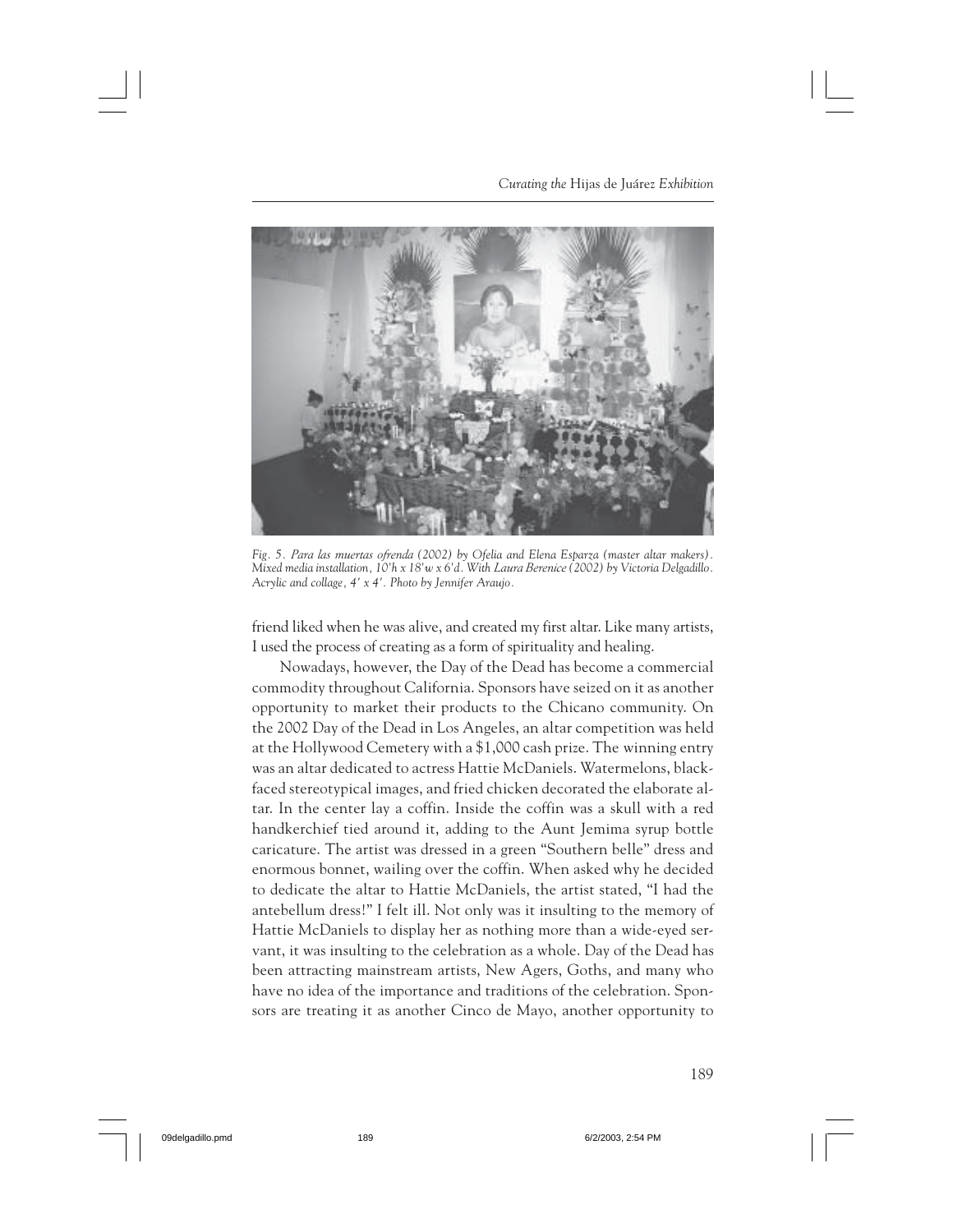*Fig. 5. Para las muertas ofrenda (2002) by Ofelia and Elena Esparza (master altar makers). Mixed media installation, 10'h x 18'w x 6'd. With Laura Berenice (2002) by Victoria Delgadillo. Acrylic and collage, 4' x 4'. Photo by Jennifer Araujo.*

friend liked when he was alive, and created my first altar. Like many artists, I used the process of creating as a form of spirituality and healing.

Nowadays, however, the Day of the Dead has become a commercial commodity throughout California. Sponsors have seized on it as another opportunity to market their products to the Chicano community. On the 2002 Day of the Dead in Los Angeles, an altar competition was held at the Hollywood Cemetery with a $1,000 cash prize. The winning entry was an altar dedicated to actress Hattie McDaniels. Watermelons, black-faced stereotypical images, and fried chicken decorated the elaborate altar. In the center lay a coffin. Inside the coffin was a skull with a red handkerchief tied around it, adding to the Aunt Jemima syrup bottle caricature. The artist was dressed in a green "Southern belle" dress and enormous bonnet, wailing over the coffin. When asked why he decided to dedicate the altar to Hattie McDaniels, the artist stated, "I had the antebellum dress!" I felt ill. Not only was it insulting to the memory of Hattie McDaniels to display her as nothing more than a wide-eyed servant, it was insulting to the celebration as a whole. Day of the Dead has been attracting mainstream artists, New Agers, Goths, and many who have no idea of the importance and traditions of the celebration. Sponsors are treating it as another Cinco de Mayo, another opportunity to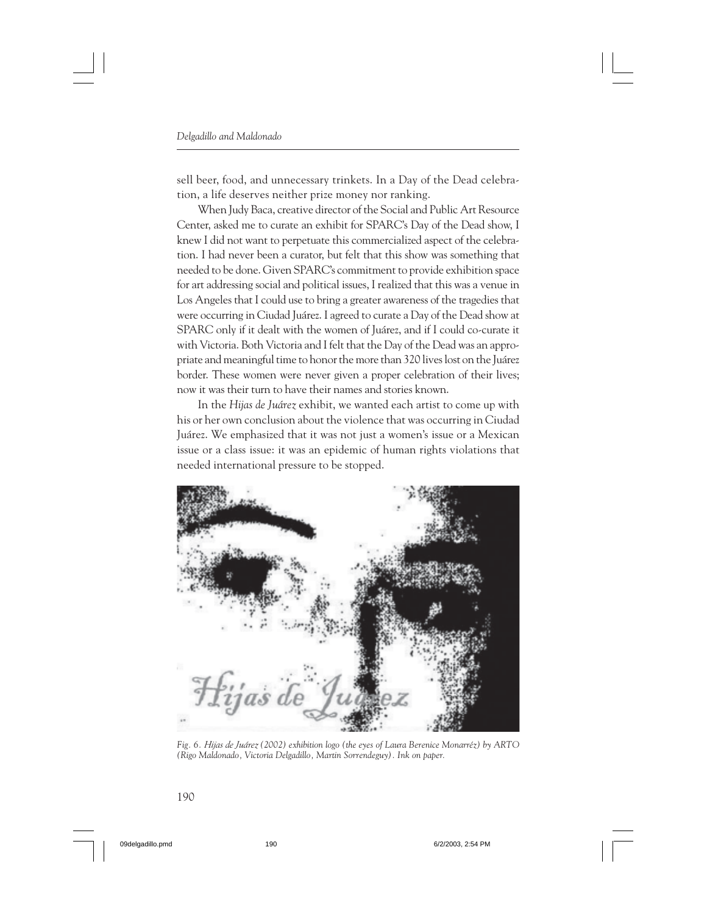sell beer, food, and unnecessary trinkets. In a Day of the Dead celebration, a life deserves neither prize money nor ranking.

When Judy Baca, creative director of the Social and Public Art Resource Center, asked me to curate an exhibit for SPARC's Day of the Dead show, I knew I did not want to perpetuate this commercialized aspect of the celebration. I had never been a curator, but felt that this show was something that needed to be done. Given SPARC's commitment to provide exhibition space for art addressing social and political issues, I realized that this was a venue in Los Angeles that I could use to bring a greater awareness of the tragedies that were occurring in Ciudad Juárez. I agreed to curate a Day of the Dead show at SPARC only if it dealt with the women of Juárez, and if I could co-curate it with Victoria. Both Victoria and I felt that the Day of the Dead was an appropriate and meaningful time to honor the more than 320 lives lost on the Juárez border. These women were never given a proper celebration of their lives; now it was their turn to have their names and stories known.

In the *Hijas de Juárez* exhibit, we wanted each artist to come up with his or her own conclusion about the violence that was occurring in Ciudad Juárez. We emphasized that it was not just a women's issue or a Mexican issue or a class issue: it was an epidemic of human rights violations that needed international pressure to be stopped.

*Fig. 6. Hijas de Juárez (2002) exhibition logo (the eyes of Laura Berenice Monarréz) by ARTO (Rigo Maldonado, Victoria Delgadillo, Martín Sorrendeguy). Ink on paper.*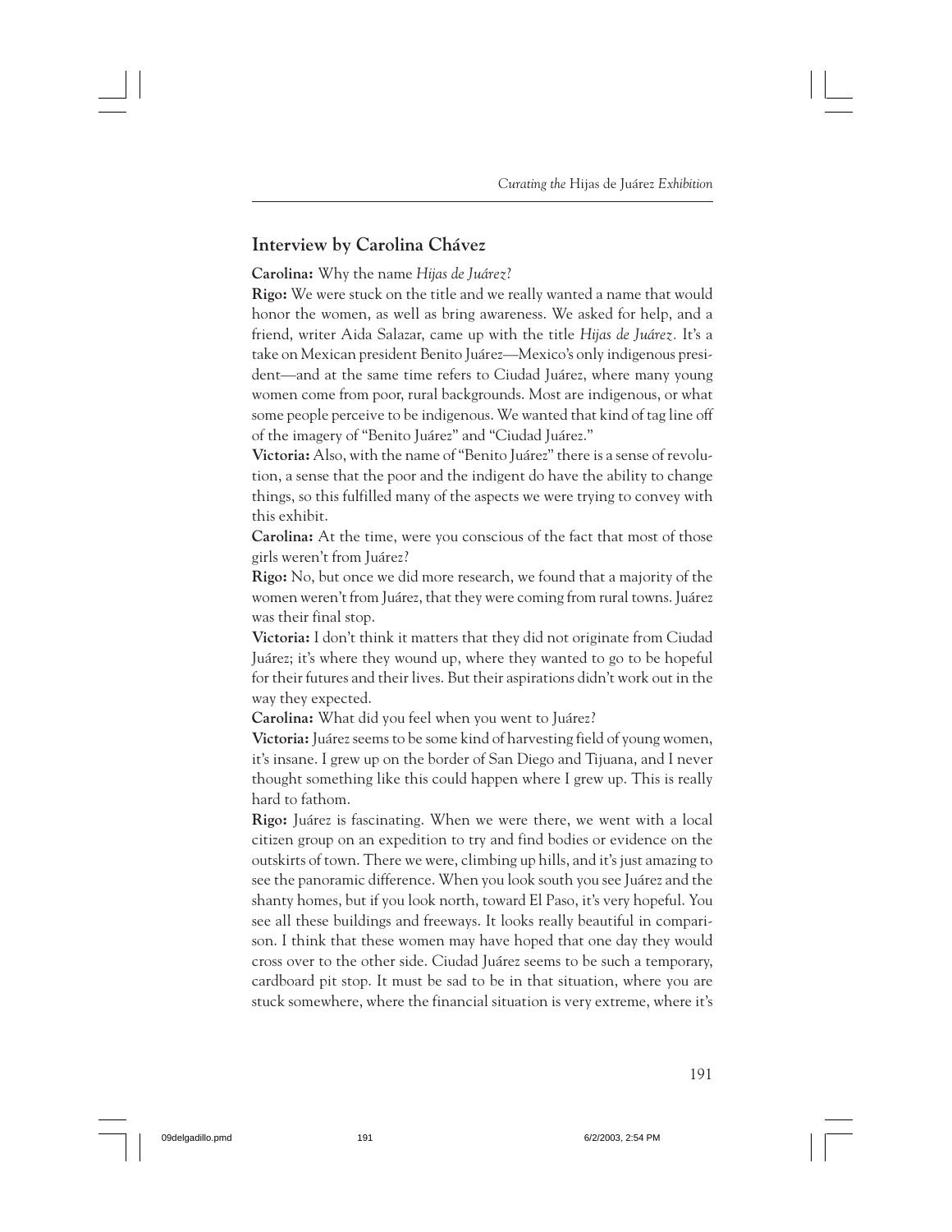## Interview by Carolina Chávez

**Carolina:** Why the name *Hijas de Juárez*?

**Rigo:** We were stuck on the title and we really wanted a name that would honor the women, as well as bring awareness. We asked for help, and a friend, writer Aida Salazar, came up with the title *Hijas de Juárez.* It's a take on Mexican president Benito Juárez—Mexico's only indigenous president—and at the same time refers to Ciudad Juárez, where many young women come from poor, rural backgrounds. Most are indigenous, or what some people perceive to be indigenous. We wanted that kind of tag line off of the imagery of "Benito Juárez" and "Ciudad Juárez."

**Victoria:** Also, with the name of "Benito Juárez" there is a sense of revolution, a sense that the poor and the indigent do have the ability to change things, so this fulfilled many of the aspects we were trying to convey with this exhibit.

**Carolina:** At the time, were you conscious of the fact that most of those girls weren't from Juárez?

**Rigo:** No, but once we did more research, we found that a majority of the women weren't from Juárez, that they were coming from rural towns. Juárez was their final stop.

**Victoria:** I don't think it matters that they did not originate from Ciudad Juárez; it's where they wound up, where they wanted to go to be hopeful for their futures and their lives. But their aspirations didn't work out in the way they expected.

**Carolina:** What did you feel when you went to Juárez?

**Victoria:** Juárez seems to be some kind of harvesting field of young women, it's insane. I grew up on the border of San Diego and Tijuana, and I never thought something like this could happen where I grew up. This is really hard to fathom.

**Rigo:** Juárez is fascinating. When we were there, we went with a local citizen group on an expedition to try and find bodies or evidence on the outskirts of town. There we were, climbing up hills, and it's just amazing to see the panoramic difference. When you look south you see Juárez and the shanty homes, but if you look north, toward El Paso, it's very hopeful. You see all these buildings and freeways. It looks really beautiful in comparison. I think that these women may have hoped that one day they would cross over to the other side. Ciudad Juárez seems to be such a temporary, cardboard pit stop. It must be sad to be in that situation, where you are stuck somewhere, where the financial situation is very extreme, where it's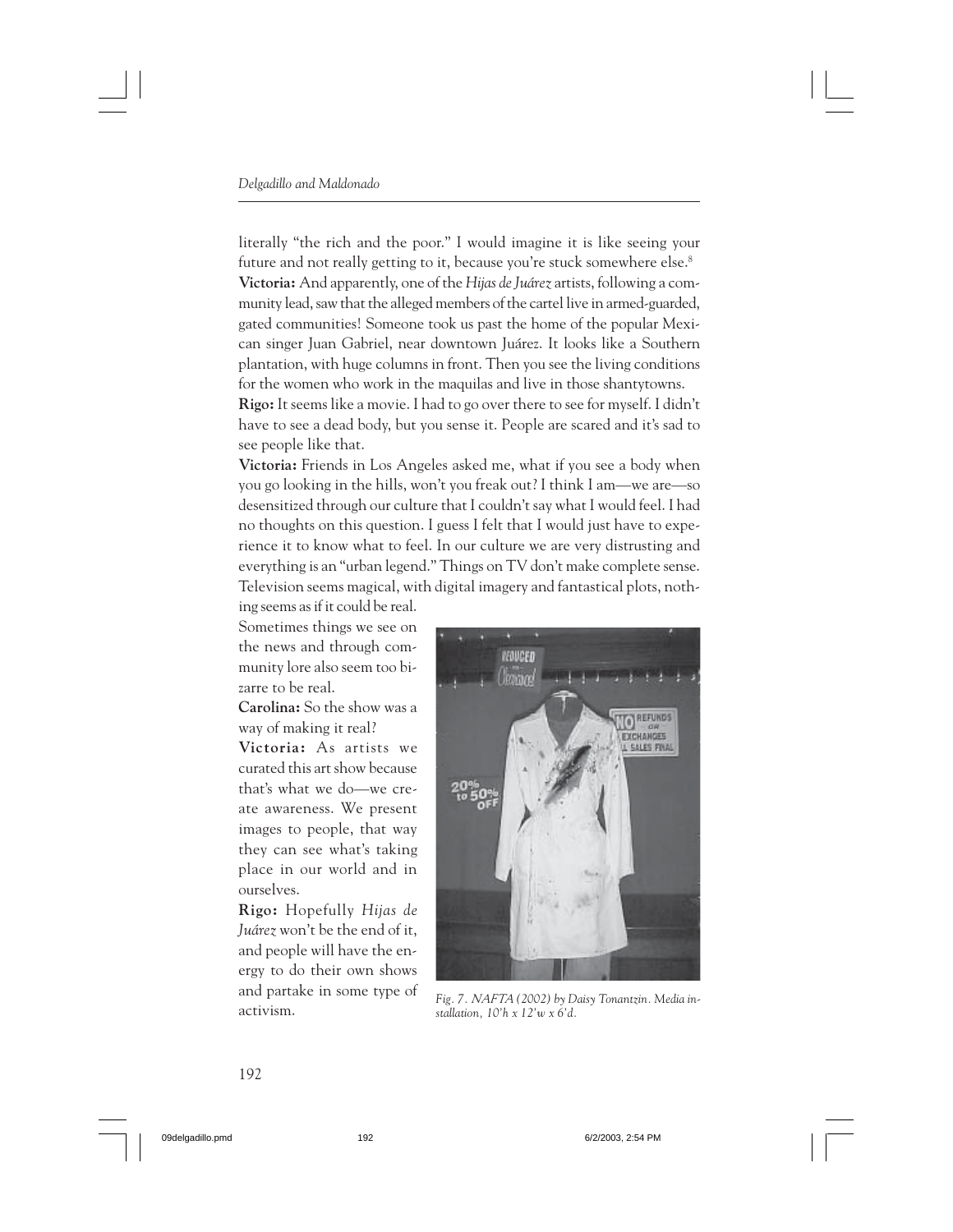literally "the rich and the poor." I would imagine it is like seeing your future and not really getting to it, because you're stuck somewhere else.[8]

**Victoria:** And apparently, one of the *Hijas de Juárez* artists, following a community lead, saw that the alleged members of the cartel live in armed-guarded, gated communities! Someone took us past the home of the popular Mexican singer Juan Gabriel, near downtown Juárez. It looks like a Southern plantation, with huge columns in front. Then you see the living conditions for the women who work in the maquilas and live in those shantytowns.

**Rigo:** It seems like a movie. I had to go over there to see for myself. I didn't have to see a dead body, but you sense it. People are scared and it's sad to see people like that.

**Victoria:** Friends in Los Angeles asked me, what if you see a body when you go looking in the hills, won't you freak out? I think I am—we are—so desensitized through our culture that I couldn't say what I would feel. I had no thoughts on this question. I guess I felt that I would just have to experience it to know what to feel. In our culture we are very distrusting and everything is an "urban legend." Things on TV don't make complete sense. Television seems magical, with digital imagery and fantastical plots, nothing seems as if it could be real. Sometimes things we see on the news and through community lore also seem too bizarre to be real.

**Carolina:** So the show was a way of making it real?

**Victoria:** As artists we curated this art show because that's what we do—we create awareness. We present images to people, that way they can see what's taking place in our world and in ourselves.

**Rigo:** Hopefully *Hijas de Juárez* won't be the end of it, and people will have the energy to do their own shows and partake in some type of activism.

*Fig. 7. NAFTA (2002) by Daisy Tonantzin. Media installation, 10'h x 12'w x 6'd.*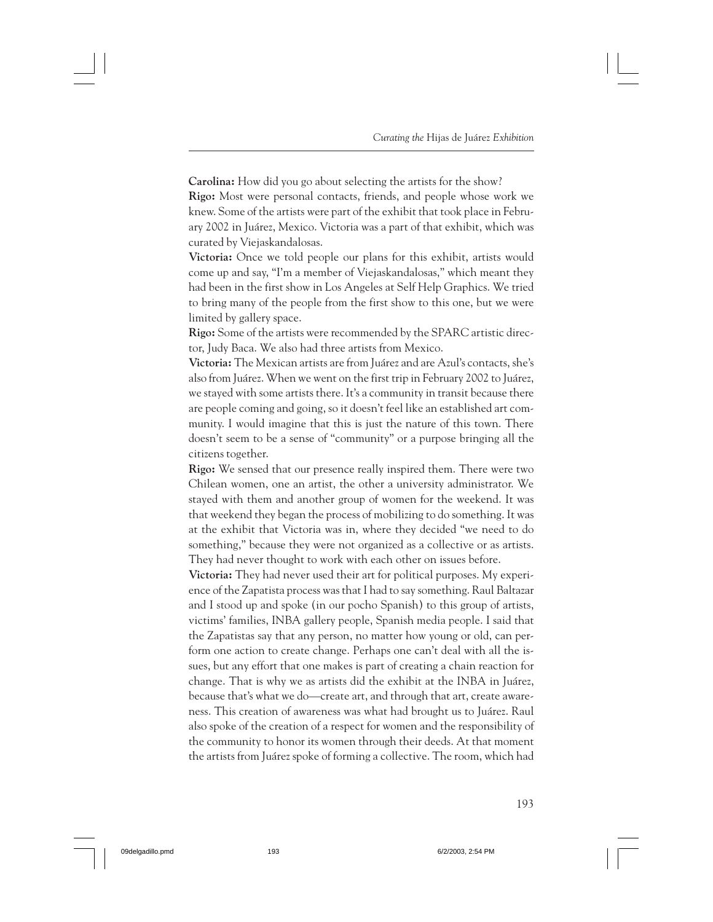**Carolina:** How did you go about selecting the artists for the show?

**Rigo:** Most were personal contacts, friends, and people whose work we knew. Some of the artists were part of the exhibit that took place in February 2002 in Juárez, Mexico. Victoria was a part of that exhibit, which was curated by Viejaskandalosas.

**Victoria:** Once we told people our plans for this exhibit, artists would come up and say, "I'm a member of Viejaskandalosas," which meant they had been in the first show in Los Angeles at Self Help Graphics. We tried to bring many of the people from the first show to this one, but we were limited by gallery space.

**Rigo:** Some of the artists were recommended by the SPARC artistic director, Judy Baca. We also had three artists from Mexico.

**Victoria:** The Mexican artists are from Juárez and are Azul's contacts, she's also from Juárez. When we went on the first trip in February 2002 to Juárez, we stayed with some artists there. It's a community in transit because there are people coming and going, so it doesn't feel like an established art community. I would imagine that this is just the nature of this town. There doesn't seem to be a sense of "community" or a purpose bringing all the citizens together.

**Rigo:** We sensed that our presence really inspired them. There were two Chilean women, one an artist, the other a university administrator. We stayed with them and another group of women for the weekend. It was that weekend they began the process of mobilizing to do something. It was at the exhibit that Victoria was in, where they decided "we need to do something," because they were not organized as a collective or as artists. They had never thought to work with each other on issues before.

**Victoria:** They had never used their art for political purposes. My experience of the Zapatista process was that I had to say something. Raul Baltazar and I stood up and spoke (in our pocho Spanish) to this group of artists, victims' families, INBA gallery people, Spanish media people. I said that the Zapatistas say that any person, no matter how young or old, can perform one action to create change. Perhaps one can't deal with all the issues, but any effort that one makes is part of creating a chain reaction for change. That is why we as artists did the exhibit at the INBA in Juárez, because that's what we do—create art, and through that art, create awareness. This creation of awareness was what had brought us to Juárez. Raul also spoke of the creation of a respect for women and the responsibility of the community to honor its women through their deeds. At that moment the artists from Juárez spoke of forming a collective. The room, which had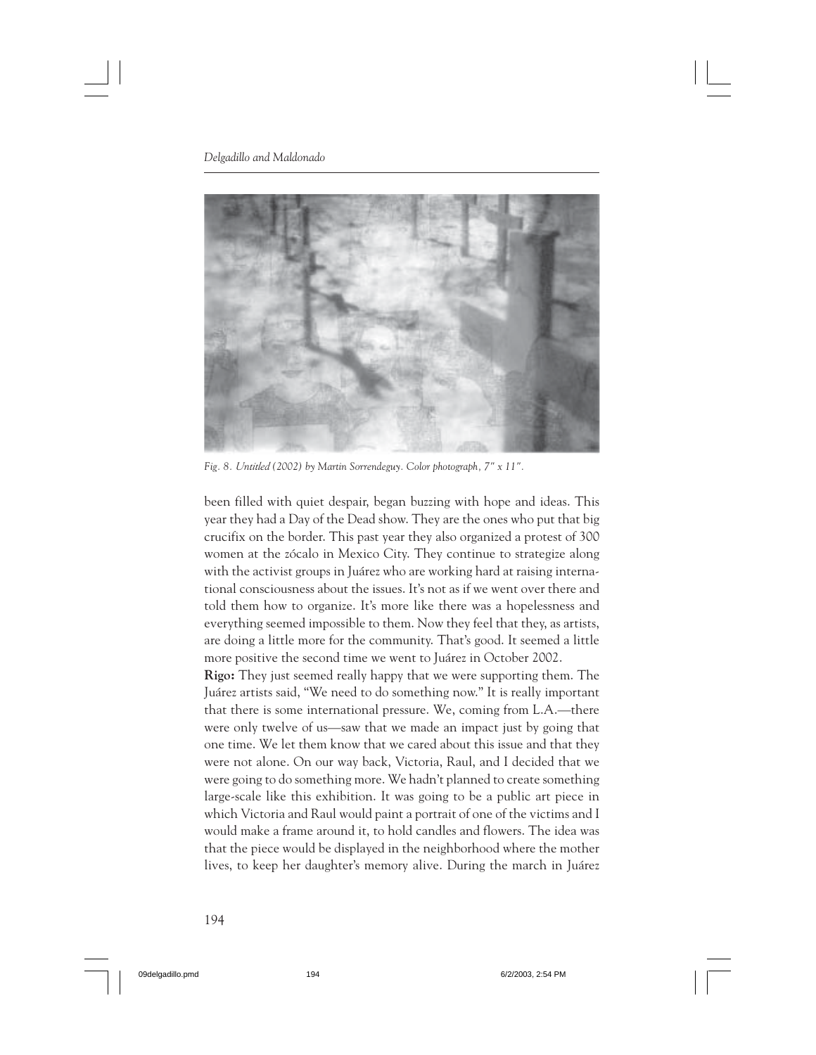*Fig. 8. Untitled (2002) by Martin Sorrendeguy. Color photograph, 7" x 11".*

been filled with quiet despair, began buzzing with hope and ideas. This year they had a Day of the Dead show. They are the ones who put that big crucifix on the border. This past year they also organized a protest of 300 women at the *zócalo* in Mexico City. They continue to strategize along with the activist groups in Juárez who are working hard at raising international consciousness about the issues. It's not as if we went over there and told them how to organize. It's more like there was a hopelessness and everything seemed impossible to them. Now they feel that they, as artists, are doing a little more for the community. That's good. It seemed a little more positive the second time we went to Juárez in October 2002.

**Rigo:** They just seemed really happy that we were supporting them. The Juárez artists said, "We need to do something now." It is really important that there is some international pressure. We, coming from L.A.—there were only twelve of us—saw that we made an impact just by going that one time. We let them know that we cared about this issue and that they were not alone. On our way back, Victoria, Raul, and I decided that we were going to do something more. We hadn't planned to create something large-scale like this exhibition. It was going to be a public art piece in which Victoria and Raul would paint a portrait of one of the victims and I would make a frame around it, to hold candles and flowers. The idea was that the piece would be displayed in the neighborhood where the mother lives, to keep her daughter's memory alive. During the march in Juárez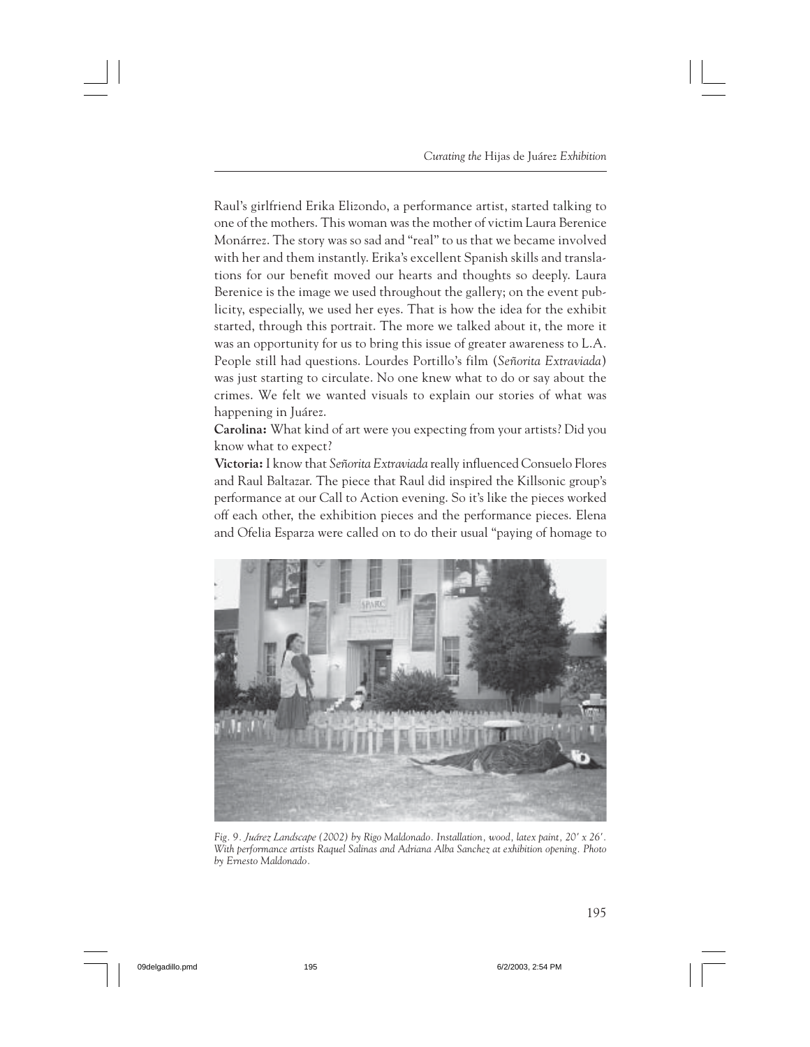Raul's girlfriend Erika Elizondo, a performance artist, started talking to one of the mothers. This woman was the mother of victim Laura Berenice Monárrez. The story was so sad and "real" to us that we became involved with her and them instantly. Erika's excellent Spanish skills and translations for our benefit moved our hearts and thoughts so deeply. Laura Berenice is the image we used throughout the gallery; on the event publicity, especially, we used her eyes. That is how the idea for the exhibit started, through this portrait. The more we talked about it, the more it was an opportunity for us to bring this issue of greater awareness to L.A. People still had questions. Lourdes Portillo's film (*Señorita Extraviada*) was just starting to circulate. No one knew what to do or say about the crimes. We felt we wanted visuals to explain our stories of what was happening in Juárez.

**Carolina:** What kind of art were you expecting from your artists? Did you know what to expect?

**Victoria:** I know that *Señorita Extraviada* really influenced Consuelo Flores and Raul Baltazar. The piece that Raul did inspired the Killsonic group's performance at our Call to Action evening. So it's like the pieces worked off each other, the exhibition pieces and the performance pieces. Elena and Ofelia Esparza were called on to do their usual "paying of homage to

*Fig. 9. Juárez Landscape (2002) by Rigo Maldonado. Installation, wood, latex paint, 20′ x 26′. With performance artists Raquel Salinas and Adriana Alba Sanchez at exhibition opening. Photo by Ernesto Maldonado.*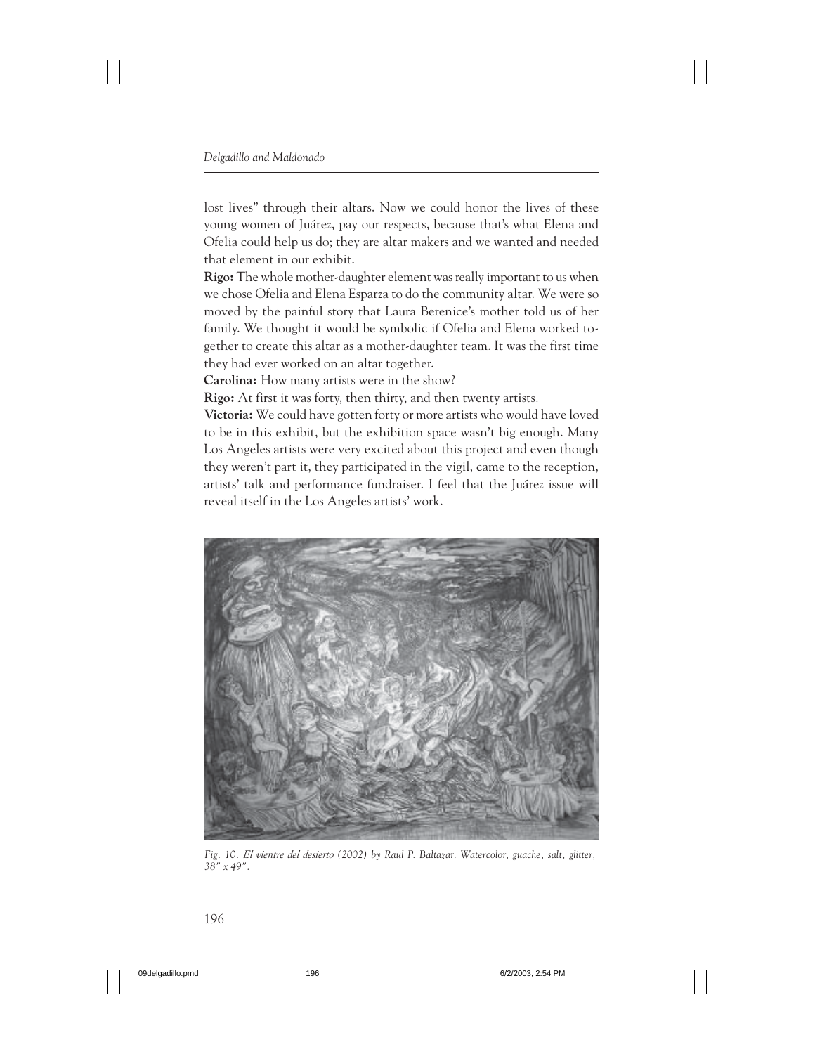lost lives" through their altars. Now we could honor the lives of these young women of Juárez, pay our respects, because that's what Elena and Ofelia could help us do; they are altar makers and we wanted and needed that element in our exhibit.

**Rigo:** The whole mother-daughter element was really important to us when we chose Ofelia and Elena Esparza to do the community altar. We were so moved by the painful story that Laura Berenice's mother told us of her family. We thought it would be symbolic if Ofelia and Elena worked together to create this altar as a mother-daughter team. It was the first time they had ever worked on an altar together.

**Carolina:** How many artists were in the show?

**Rigo:** At first it was forty, then thirty, and then twenty artists.

**Victoria:** We could have gotten forty or more artists who would have loved to be in this exhibit, but the exhibition space wasn't big enough. Many Los Angeles artists were very excited about this project and even though they weren't part it, they participated in the vigil, came to the reception, artists' talk and performance fundraiser. I feel that the Juárez issue will reveal itself in the Los Angeles artists' work.

*Fig. 10. El vientre del desierto (2002) by Raul P. Baltazar. Watercolor, guache, salt, glitter, 38" x 49".*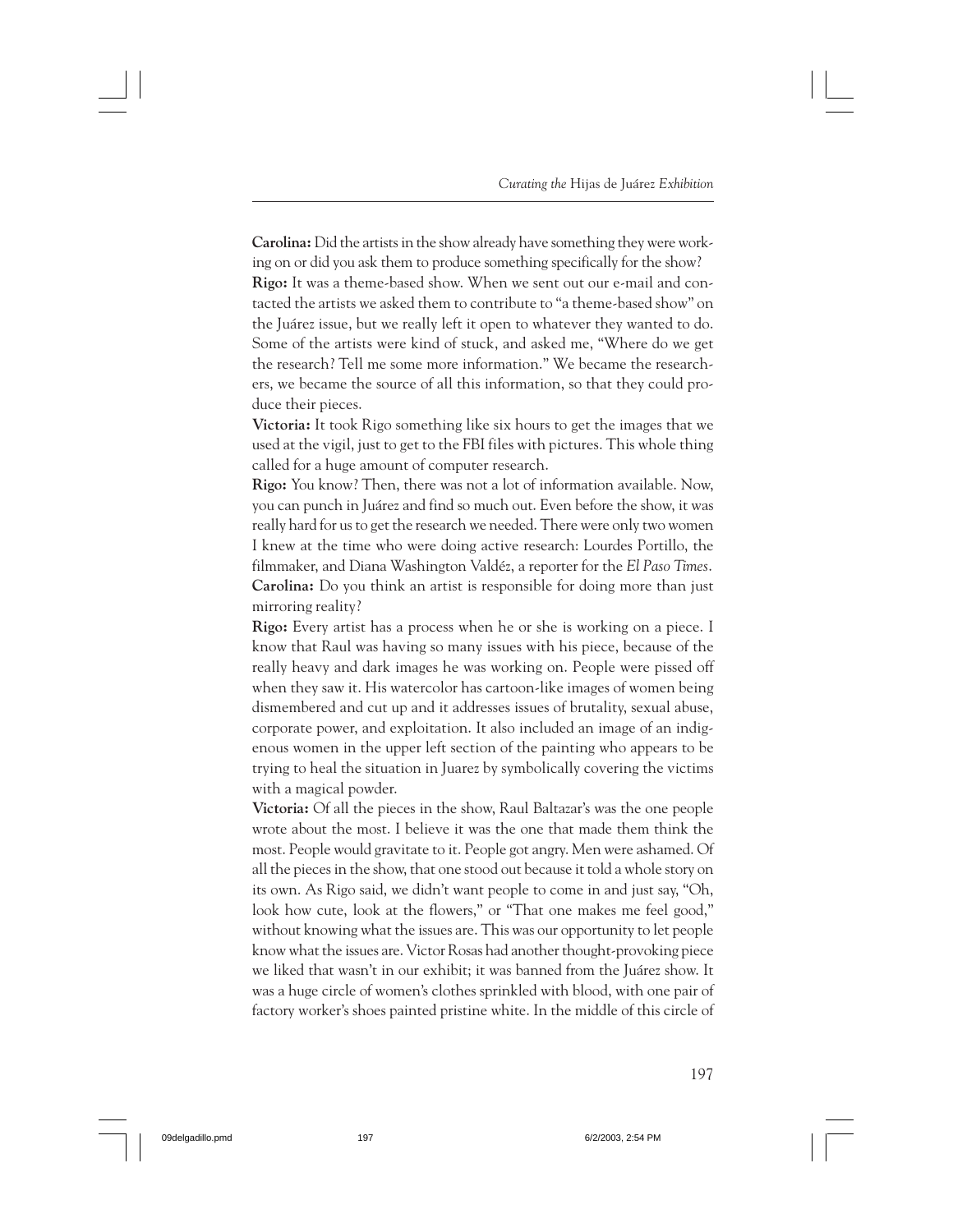**Carolina:** Did the artists in the show already have something they were working on or did you ask them to produce something specifically for the show?

**Rigo:** It was a theme-based show. When we sent out our e-mail and contacted the artists we asked them to contribute to "a theme-based show" on the Juárez issue, but we really left it open to whatever they wanted to do. Some of the artists were kind of stuck, and asked me, "Where do we get the research? Tell me some more information." We became the researchers, we became the source of all this information, so that they could produce their pieces.

**Victoria:** It took Rigo something like six hours to get the images that we used at the vigil, just to get to the FBI files with pictures. This whole thing called for a huge amount of computer research.

**Rigo:** You know? Then, there was not a lot of information available. Now, you can punch in Juárez and find so much out. Even before the show, it was really hard for us to get the research we needed. There were only two women I knew at the time who were doing active research: Lourdes Portillo, the filmmaker, and Diana Washington Valdéz, a reporter for the *El Paso Times*.

**Carolina:** Do you think an artist is responsible for doing more than just mirroring reality?

**Rigo:** Every artist has a process when he or she is working on a piece. I know that Raul was having so many issues with his piece, because of the really heavy and dark images he was working on. People were pissed off when they saw it. His watercolor has cartoon-like images of women being dismembered and cut up and it addresses issues of brutality, sexual abuse, corporate power, and exploitation. It also included an image of an indigenous women in the upper left section of the painting who appears to be trying to heal the situation in Juarez by symbolically covering the victims with a magical powder.

**Victoria:** Of all the pieces in the show, Raul Baltazar's was the one people wrote about the most. I believe it was the one that made them think the most. People would gravitate to it. People got angry. Men were ashamed. Of all the pieces in the show, that one stood out because it told a whole story on its own. As Rigo said, we didn't want people to come in and just say, "Oh, look how cute, look at the flowers," or "That one makes me feel good," without knowing what the issues are. This was our opportunity to let people know what the issues are. Victor Rosas had another thought-provoking piece we liked that wasn't in our exhibit; it was banned from the Juárez show. It was a huge circle of women's clothes sprinkled with blood, with one pair of factory worker's shoes painted pristine white. In the middle of this circle of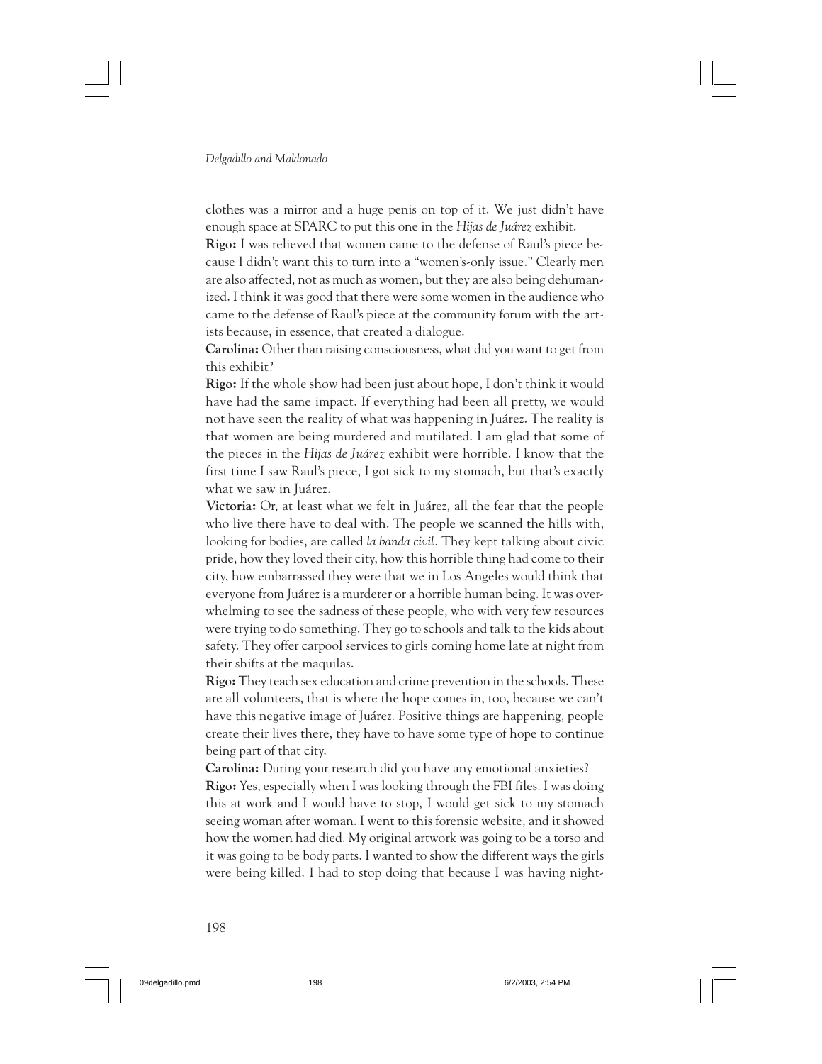clothes was a mirror and a huge penis on top of it. We just didn't have enough space at SPARC to put this one in the *Hijas de Juárez* exhibit.

**Rigo:** I was relieved that women came to the defense of Raul's piece because I didn't want this to turn into a "women's-only issue." Clearly men are also affected, not as much as women, but they are also being dehumanized. I think it was good that there were some women in the audience who came to the defense of Raul's piece at the community forum with the artists because, in essence, that created a dialogue.

**Carolina:** Other than raising consciousness, what did you want to get from this exhibit?

**Rigo:** If the whole show had been just about hope, I don't think it would have had the same impact. If everything had been all pretty, we would not have seen the reality of what was happening in Juárez. The reality is that women are being murdered and mutilated. I am glad that some of the pieces in the *Hijas de Juárez* exhibit were horrible. I know that the first time I saw Raul's piece, I got sick to my stomach, but that's exactly what we saw in Juárez.

**Victoria:** Or, at least what we felt in Juárez, all the fear that the people who live there have to deal with. The people we scanned the hills with, looking for bodies, are called *la banda civil*. They kept talking about civic pride, how they loved their city, how this horrible thing had come to their city, how embarrassed they were that we in Los Angeles would think that everyone from Juárez is a murderer or a horrible human being. It was overwhelming to see the sadness of these people, who with very few resources were trying to do something. They go to schools and talk to the kids about safety. They offer carpool services to girls coming home late at night from their shifts at the maquilas.

**Rigo:** They teach sex education and crime prevention in the schools. These are all volunteers, that is where the hope comes in, too, because we can't have this negative image of Juárez. Positive things are happening, people create their lives there, they have to have some type of hope to continue being part of that city.

**Carolina:** During your research did you have any emotional anxieties?

**Rigo:** Yes, especially when I was looking through the FBI files. I was doing this at work and I would have to stop, I would get sick to my stomach seeing woman after woman. I went to this forensic website, and it showed how the women had died. My original artwork was going to be a torso and it was going to be body parts. I wanted to show the different ways the girls were being killed. I had to stop doing that because I was having night-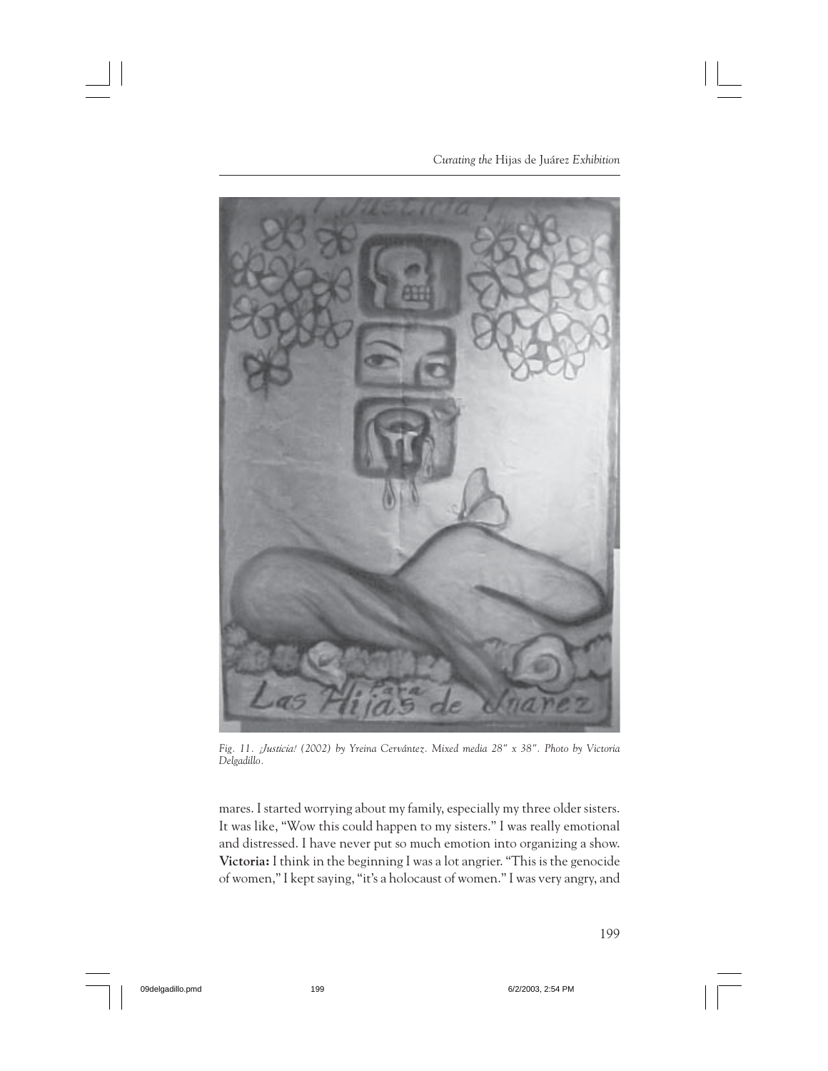*Fig. 11. ¡Justicia! (2002) by Yreina Cervántez. Mixed media 28" x 38". Photo by Victoria Delgadillo.*

mares. I started worrying about my family, especially my three older sisters. It was like, "Wow this could happen to my sisters." I was really emotional and distressed. I have never put so much emotion into organizing a show.

**Victoria:** I think in the beginning I was a lot angrier. "This is the genocide of women," I kept saying, "it's a holocaust of women." I was very angry, and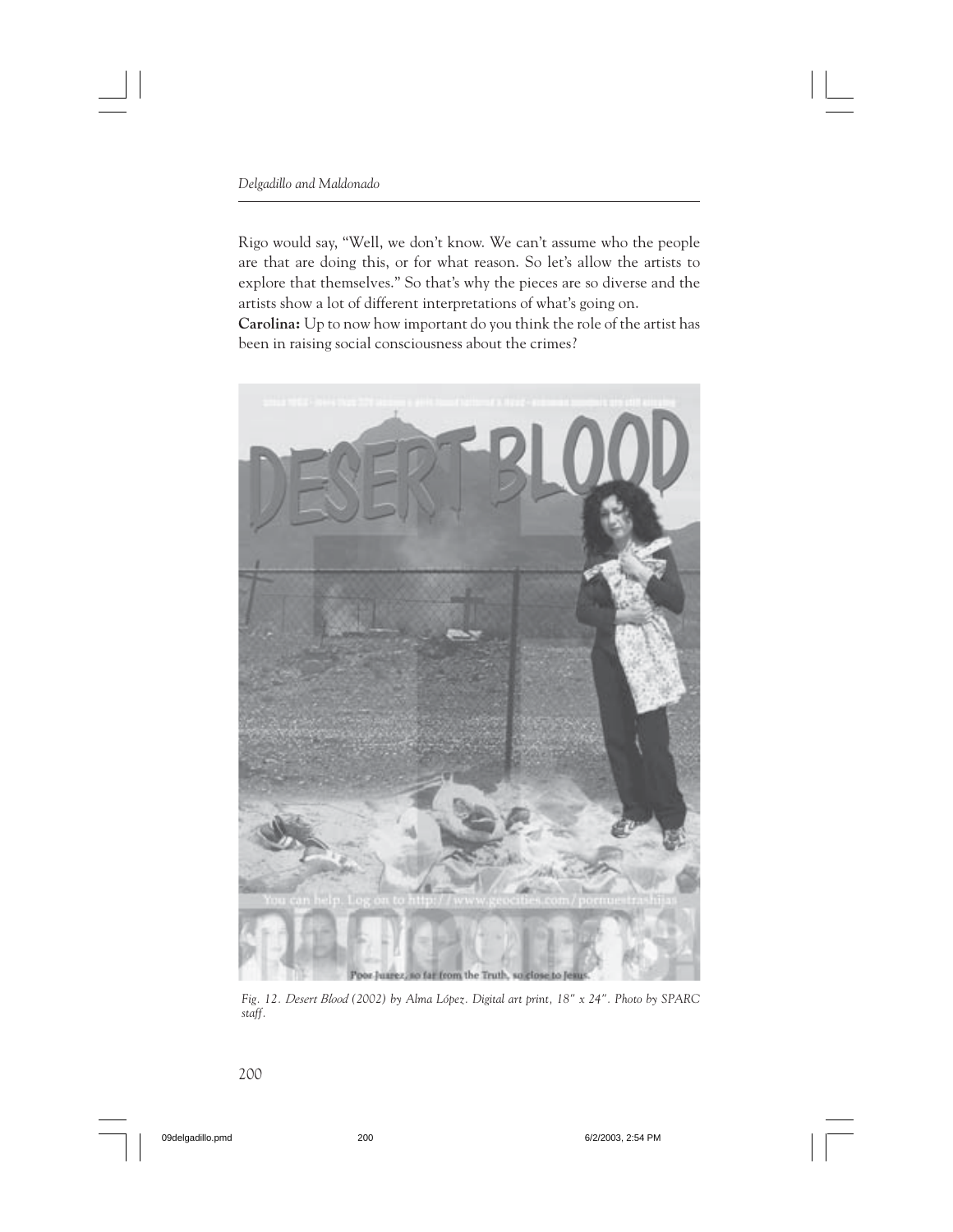Rigo would say, "Well, we don't know. We can't assume who the people are that are doing this, or for what reason. So let's allow the artists to explore that themselves." So that's why the pieces are so diverse and the artists show a lot of different interpretations of what's going on.

**Carolina:** Up to now how important do you think the role of the artist has been in raising social consciousness about the crimes?

*Fig. 12. Desert Blood (2002) by Alma López. Digital art print, 18" x 24". Photo by SPARC staff.*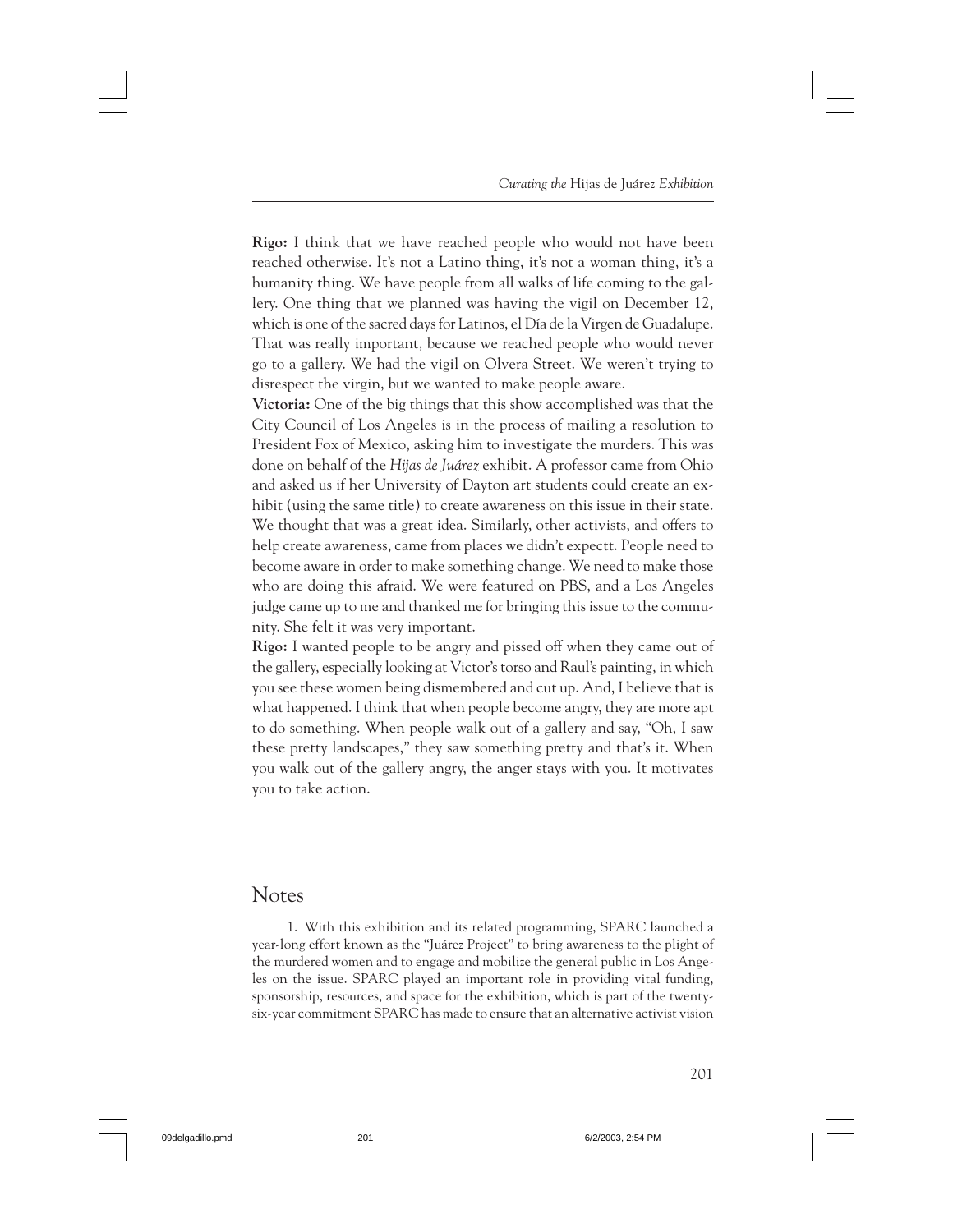**Rigo:** I think that we have reached people who would not have been reached otherwise. It's not a Latino thing, it's not a woman thing, it's a humanity thing. We have people from all walks of life coming to the gallery. One thing that we planned was having the vigil on December 12, which is one of the sacred days for Latinos, el Día de la Virgen de Guadalupe. That was really important, because we reached people who would never go to a gallery. We had the vigil on Olvera Street. We weren't trying to disrespect the virgin, but we wanted to make people aware.

**Victoria:** One of the big things that this show accomplished was that the City Council of Los Angeles is in the process of mailing a resolution to President Fox of Mexico, asking him to investigate the murders. This was done on behalf of the *Hijas de Juárez* exhibit. A professor came from Ohio and asked us if her University of Dayton art students could create an exhibit (using the same title) to create awareness on this issue in their state. We thought that was a great idea. Similarly, other activists, and offers to help create awareness, came from places we didn't expectt. People need to become aware in order to make something change. We need to make those who are doing this afraid. We were featured on PBS, and a Los Angeles judge came up to me and thanked me for bringing this issue to the community. She felt it was very important.

**Rigo:** I wanted people to be angry and pissed off when they came out of the gallery, especially looking at Victor's torso and Raul's painting, in which you see these women being dismembered and cut up. And, I believe that is what happened. I think that when people become angry, they are more apt to do something. When people walk out of a gallery and say, "Oh, I saw these pretty landscapes," they saw something pretty and that's it. When you walk out of the gallery angry, the anger stays with you. It motivates you to take action.

## Notes

1. With this exhibition and its related programming, SPARC launched a year-long effort known as the "Juárez Project" to bring awareness to the plight of the murdered women and to engage and mobilize the general public in Los Angeles on the issue. SPARC played an important role in providing vital funding, sponsorship, resources, and space for the exhibition, which is part of the twenty-six-year commitment SPARC has made to ensure that an alternative activist vision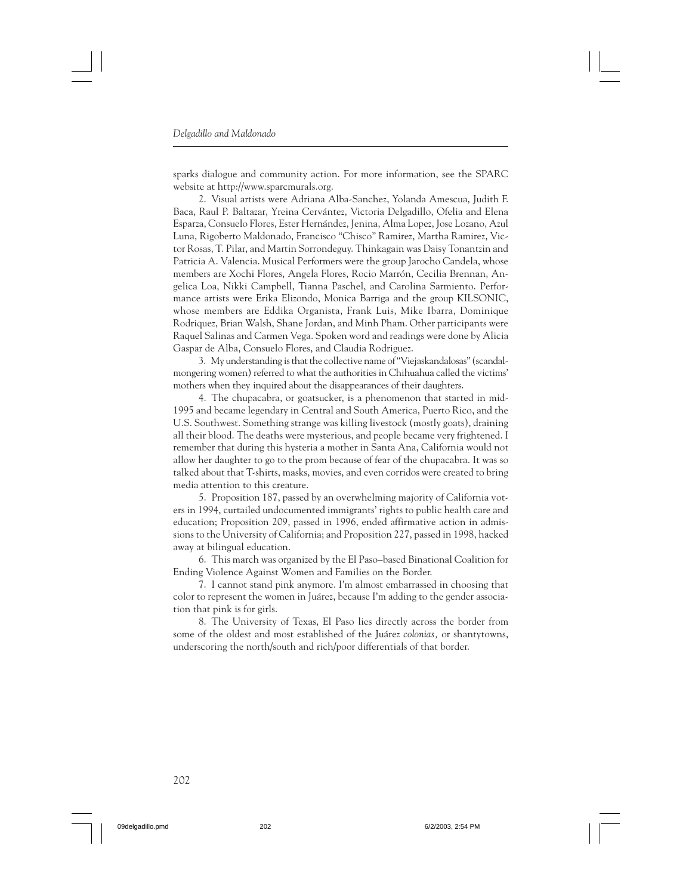sparks dialogue and community action. For more information, see the SPARC website at http://www.sparcmurals.org.

2. Visual artists were Adriana Alba-Sanchez, Yolanda Amescua, Judith F. Baca, Raul P. Baltazar, Yreina Cervántez, Victoria Delgadillo, Ofelia and Elena Esparza, Consuelo Flores, Ester Hernández, Jenina, Alma Lopez, Jose Lozano, Azul Luna, Rigoberto Maldonado, Francisco "Chisco" Ramirez, Martha Ramirez, Victor Rosas, T. Pilar, and Martin Sorrondeguy. Thinkagain was Daisy Tonantzin and Patricia A. Valencia. Musical Performers were the group Jarocho Candela, whose members are Xochi Flores, Angela Flores, Rocio Marrón, Cecilia Brennan, Angelica Loa, Nikki Campbell, Tianna Paschel, and Carolina Sarmiento. Performance artists were Erika Elizondo, Monica Barriga and the group KILSONIC, whose members are Eddika Organista, Frank Luis, Mike Ibarra, Dominique Rodriquez, Brian Walsh, Shane Jordan, and Minh Pham. Other participants were Raquel Salinas and Carmen Vega. Spoken word and readings were done by Alicia Gaspar de Alba, Consuelo Flores, and Claudia Rodriguez.

3. My understanding is that the collective name of "Viejaskandalosas" (scandal-mongering women) referred to what the authorities in Chihuahua called the victims' mothers when they inquired about the disappearances of their daughters.

4. The chupacabra, or goatsucker, is a phenomenon that started in mid-1995 and became legendary in Central and South America, Puerto Rico, and the U.S. Southwest. Something strange was killing livestock (mostly goats), draining all their blood. The deaths were mysterious, and people became very frightened. I remember that during this hysteria a mother in Santa Ana, California would not allow her daughter to go to the prom because of fear of the chupacabra. It was so talked about that T-shirts, masks, movies, and even corridos were created to bring media attention to this creature.

5. Proposition 187, passed by an overwhelming majority of California voters in 1994, curtailed undocumented immigrants' rights to public health care and education; Proposition 209, passed in 1996, ended affirmative action in admissions to the University of California; and Proposition 227, passed in 1998, hacked away at bilingual education.

6. This march was organized by the El Paso–based Binational Coalition for Ending Violence Against Women and Families on the Border.

7. I cannot stand pink anymore. I'm almost embarrassed in choosing that color to represent the women in Juárez, because I'm adding to the gender association that pink is for girls.

8. The University of Texas, El Paso lies directly across the border from some of the oldest and most established of the Juárez *colonias*, or shantytowns, underscoring the north/south and rich/poor differentials of that border.